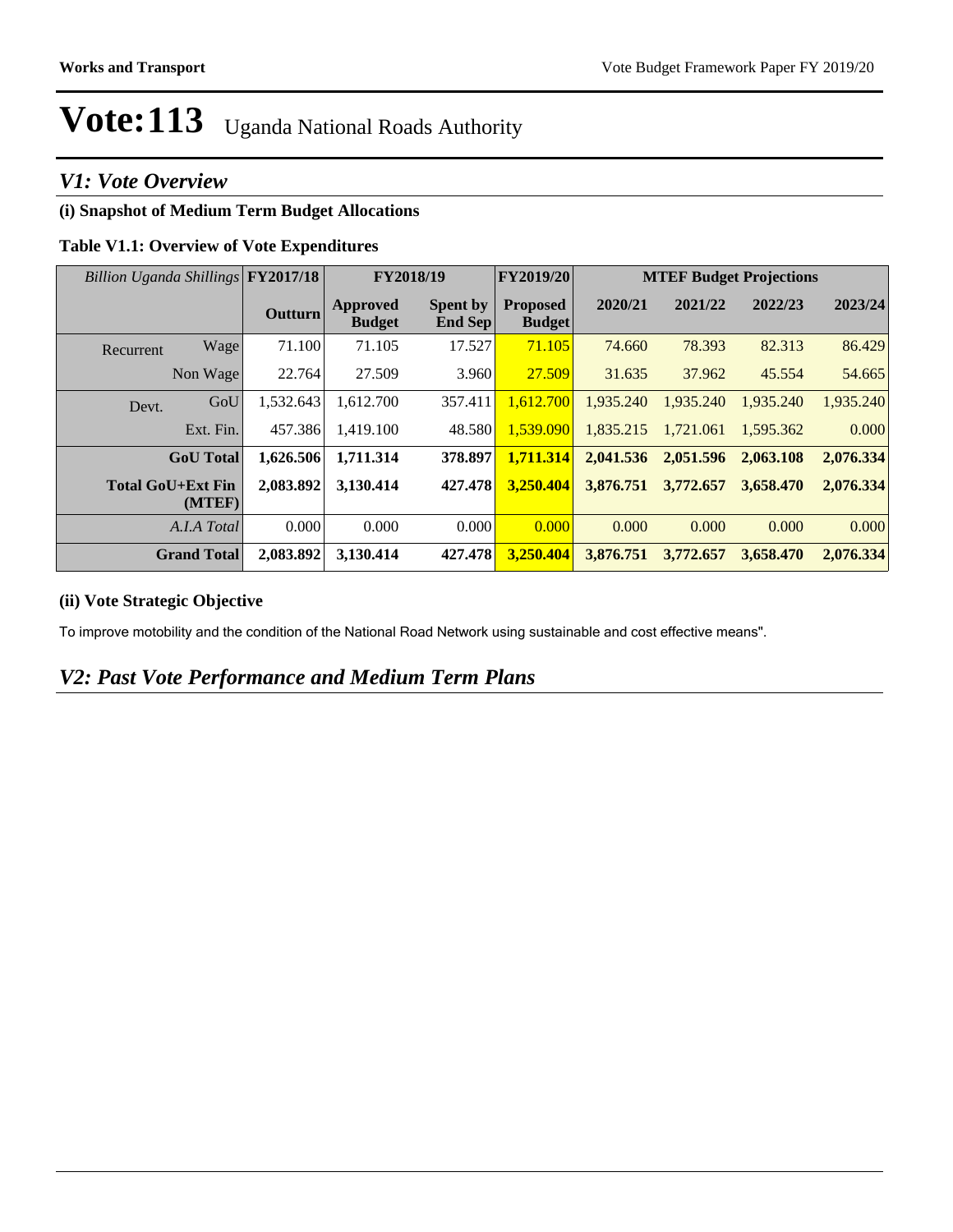# Vote:113 Uganda National Roads Authority

## *V1: Vote Overview*

### (i) Snapshot of Medium Term Budget Allocations

**Table V1.1: Overview of Vote Expenditures**

| *Billion Uganda Shillings* | | FY2017/18 | FY2018/19 | | FY2019/20 | MTEF Budget Projections | | | |
|---|---|---|---|---|---|---|---|---|---|
| | | **Outturn** | **Approved Budget** | **Spent by End Sep** | **Proposed Budget** | **2020/21** | **2021/22** | **2022/23** | **2023/24** |
| Recurrent | Wage | 71.100 | 71.105 | 17.527 | 71.105 | 74.660 | 78.393 | 82.313 | 86.429 |
| | Non Wage | 22.764 | 27.509 | 3.960 | 27.509 | 31.635 | 37.962 | 45.554 | 54.665 |
| Devt. | GoU | 1,532.643 | 1,612.700 | 357.411 | 1,612.700 | 1,935.240 | 1,935.240 | 1,935.240 | 1,935.240 |
| | Ext. Fin. | 457.386 | 1,419.100 | 48.580 | 1,539.090 | 1,835.215 | 1,721.061 | 1,595.362 | 0.000 |
| | **GoU Total** | **1,626.506** | **1,711.314** | **378.897** | **1,711.314** | **2,041.536** | **2,051.596** | **2,063.108** | **2,076.334** |
| | **Total GoU+Ext Fin (MTEF)** | **2,083.892** | **3,130.414** | **427.478** | **3,250.404** | **3,876.751** | **3,772.657** | **3,658.470** | **2,076.334** |
| | *A.I.A Total* | 0.000 | 0.000 | 0.000 | 0.000 | 0.000 | 0.000 | 0.000 | 0.000 |
| | **Grand Total** | **2,083.892** | **3,130.414** | **427.478** | **3,250.404** | **3,876.751** | **3,772.657** | **3,658.470** | **2,076.334** |

### (ii) Vote Strategic Objective

To improve motobility and the condition of the National Road Network using sustainable and cost effective means".

## *V2: Past Vote Performance and Medium Term Plans*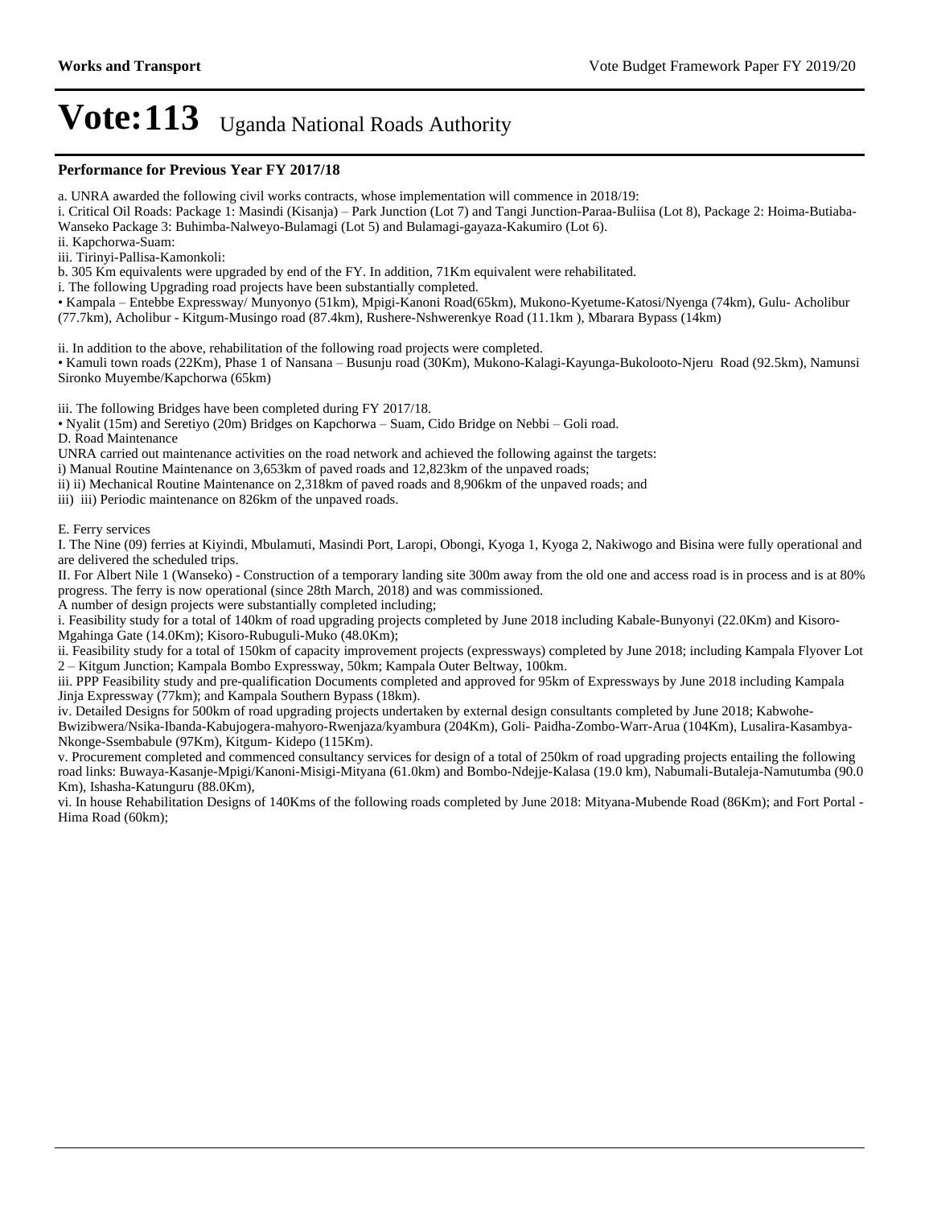# Vote:113 Uganda National Roads Authority

## Performance for Previous Year FY 2017/18

a. UNRA awarded the following civil works contracts, whose implementation will commence in 2018/19:

i. Critical Oil Roads: Package 1: Masindi (Kisanja) – Park Junction (Lot 7) and Tangi Junction-Paraa-Buliisa (Lot 8), Package 2: Hoima-Butiaba-Wanseko Package 3: Buhimba-Nalweyo-Bulamagi (Lot 5) and Bulamagi-gayaza-Kakumiro (Lot 6).

ii. Kapchorwa-Suam:

iii. Tirinyi-Pallisa-Kamonkoli:

b. 305 Km equivalents were upgraded by end of the FY. In addition, 71Km equivalent were rehabilitated.

i. The following Upgrading road projects have been substantially completed.

• Kampala – Entebbe Expressway/ Munyonyo (51km), Mpigi-Kanoni Road(65km), Mukono-Kyetume-Katosi/Nyenga (74km), Gulu- Acholibur (77.7km), Acholibur - Kitgum-Musingo road (87.4km), Rushere-Nshwerenkye Road (11.1km ), Mbarara Bypass (14km)

ii. In addition to the above, rehabilitation of the following road projects were completed.

• Kamuli town roads (22Km), Phase 1 of Nansana – Busunju road (30Km), Mukono-Kalagi-Kayunga-Bukolooto-Njeru Road (92.5km), Namunsi Sironko Muyembe/Kapchorwa (65km)

iii. The following Bridges have been completed during FY 2017/18.

• Nyalit (15m) and Seretiyo (20m) Bridges on Kapchorwa – Suam, Cido Bridge on Nebbi – Goli road.

D. Road Maintenance

UNRA carried out maintenance activities on the road network and achieved the following against the targets:

i) Manual Routine Maintenance on 3,653km of paved roads and 12,823km of the unpaved roads;

ii) ii) Mechanical Routine Maintenance on 2,318km of paved roads and 8,906km of the unpaved roads; and

iii) iii) Periodic maintenance on 826km of the unpaved roads.

E. Ferry services

I. The Nine (09) ferries at Kiyindi, Mbulamuti, Masindi Port, Laropi, Obongi, Kyoga 1, Kyoga 2, Nakiwogo and Bisina were fully operational and are delivered the scheduled trips.

II. For Albert Nile 1 (Wanseko) - Construction of a temporary landing site 300m away from the old one and access road is in process and is at 80% progress. The ferry is now operational (since 28th March, 2018) and was commissioned.

A number of design projects were substantially completed including;

i. Feasibility study for a total of 140km of road upgrading projects completed by June 2018 including Kabale-Bunyonyi (22.0Km) and Kisoro-Mgahinga Gate (14.0Km); Kisoro-Rubuguli-Muko (48.0Km);

ii. Feasibility study for a total of 150km of capacity improvement projects (expressways) completed by June 2018; including Kampala Flyover Lot 2 – Kitgum Junction; Kampala Bombo Expressway, 50km; Kampala Outer Beltway, 100km.

iii. PPP Feasibility study and pre-qualification Documents completed and approved for 95km of Expressways by June 2018 including Kampala Jinja Expressway (77km); and Kampala Southern Bypass (18km).

iv. Detailed Designs for 500km of road upgrading projects undertaken by external design consultants completed by June 2018; Kabwohe-Bwizibwera/Nsika-Ibanda-Kabujogera-mahyoro-Rwenjaza/kyambura (204Km), Goli- Paidha-Zombo-Warr-Arua (104Km), Lusalira-Kasambya-Nkonge-Ssembabule (97Km), Kitgum- Kidepo (115Km).

v. Procurement completed and commenced consultancy services for design of a total of 250km of road upgrading projects entailing the following road links: Buwaya-Kasanje-Mpigi/Kanoni-Misigi-Mityana (61.0km) and Bombo-Ndejje-Kalasa (19.0 km), Nabumali-Butaleja-Namutumba (90.0 Km), Ishasha-Katunguru (88.0Km),

vi. In house Rehabilitation Designs of 140Kms of the following roads completed by June 2018: Mityana-Mubende Road (86Km); and Fort Portal - Hima Road (60km);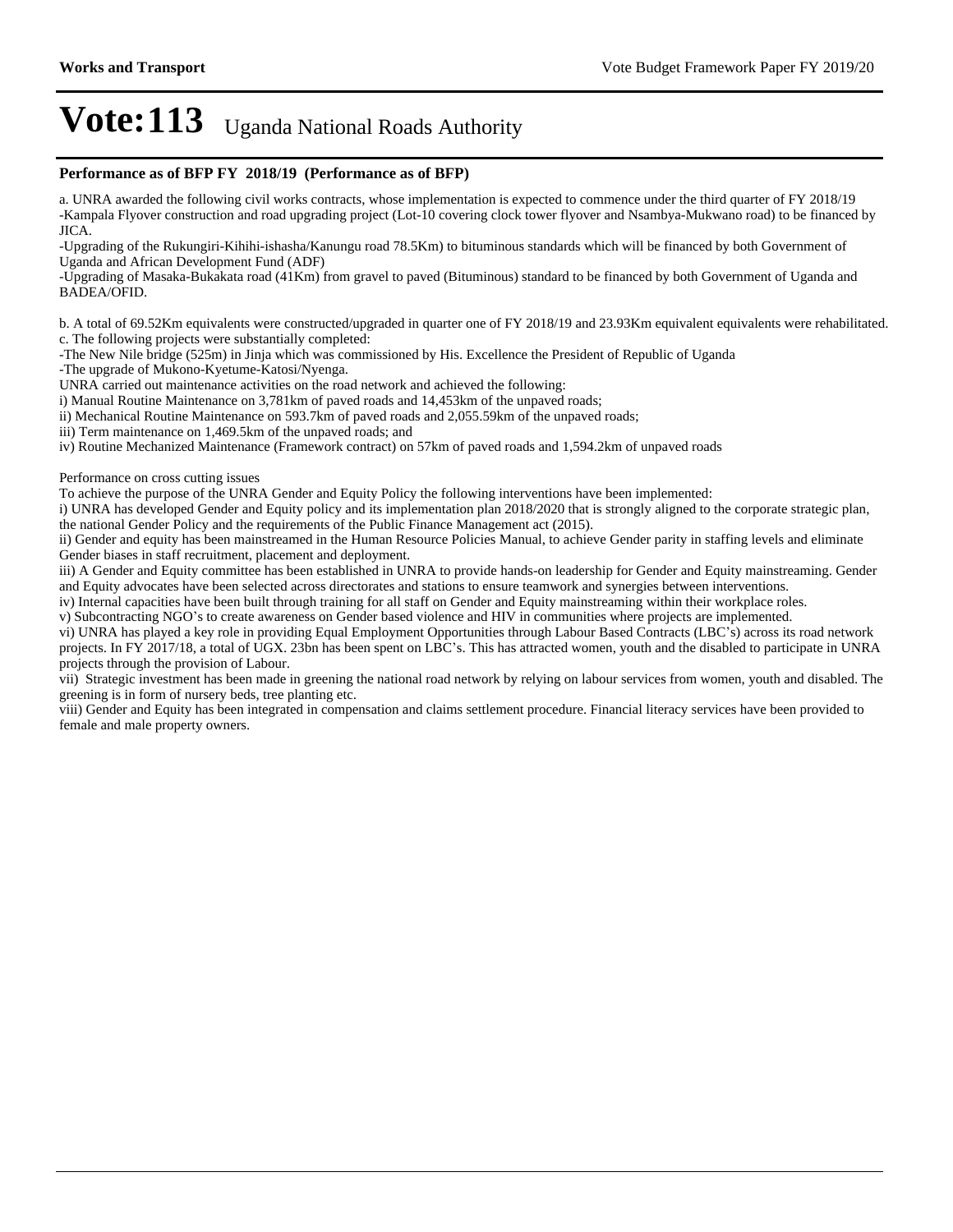# Vote:113 Uganda National Roads Authority

**Performance as of BFP FY 2018/19 (Performance as of BFP)**

a. UNRA awarded the following civil works contracts, whose implementation is expected to commence under the third quarter of FY 2018/19
-Kampala Flyover construction and road upgrading project (Lot-10 covering clock tower flyover and Nsambya-Mukwano road) to be financed by JICA.
-Upgrading of the Rukungiri-Kihihi-ishasha/Kanungu road 78.5Km) to bituminous standards which will be financed by both Government of Uganda and African Development Fund (ADF)
-Upgrading of Masaka-Bukakata road (41Km) from gravel to paved (Bituminous) standard to be financed by both Government of Uganda and BADEA/OFID.

b. A total of 69.52Km equivalents were constructed/upgraded in quarter one of FY 2018/19 and 23.93Km equivalent equivalents were rehabilitated.
c. The following projects were substantially completed:
-The New Nile bridge (525m) in Jinja which was commissioned by His. Excellence the President of Republic of Uganda
-The upgrade of Mukono-Kyetume-Katosi/Nyenga.
UNRA carried out maintenance activities on the road network and achieved the following:
i) Manual Routine Maintenance on 3,781km of paved roads and 14,453km of the unpaved roads;
ii) Mechanical Routine Maintenance on 593.7km of paved roads and 2,055.59km of the unpaved roads;
iii) Term maintenance on 1,469.5km of the unpaved roads; and
iv) Routine Mechanized Maintenance (Framework contract) on 57km of paved roads and 1,594.2km of unpaved roads

Performance on cross cutting issues
To achieve the purpose of the UNRA Gender and Equity Policy the following interventions have been implemented:
i) UNRA has developed Gender and Equity policy and its implementation plan 2018/2020 that is strongly aligned to the corporate strategic plan, the national Gender Policy and the requirements of the Public Finance Management act (2015).
ii) Gender and equity has been mainstreamed in the Human Resource Policies Manual, to achieve Gender parity in staffing levels and eliminate Gender biases in staff recruitment, placement and deployment.
iii) A Gender and Equity committee has been established in UNRA to provide hands-on leadership for Gender and Equity mainstreaming. Gender and Equity advocates have been selected across directorates and stations to ensure teamwork and synergies between interventions.
iv) Internal capacities have been built through training for all staff on Gender and Equity mainstreaming within their workplace roles.
v) Subcontracting NGO's to create awareness on Gender based violence and HIV in communities where projects are implemented.
vi) UNRA has played a key role in providing Equal Employment Opportunities through Labour Based Contracts (LBC's) across its road network projects. In FY 2017/18, a total of UGX. 23bn has been spent on LBC's. This has attracted women, youth and the disabled to participate in UNRA projects through the provision of Labour.
vii) Strategic investment has been made in greening the national road network by relying on labour services from women, youth and disabled. The greening is in form of nursery beds, tree planting etc.
viii) Gender and Equity has been integrated in compensation and claims settlement procedure. Financial literacy services have been provided to female and male property owners.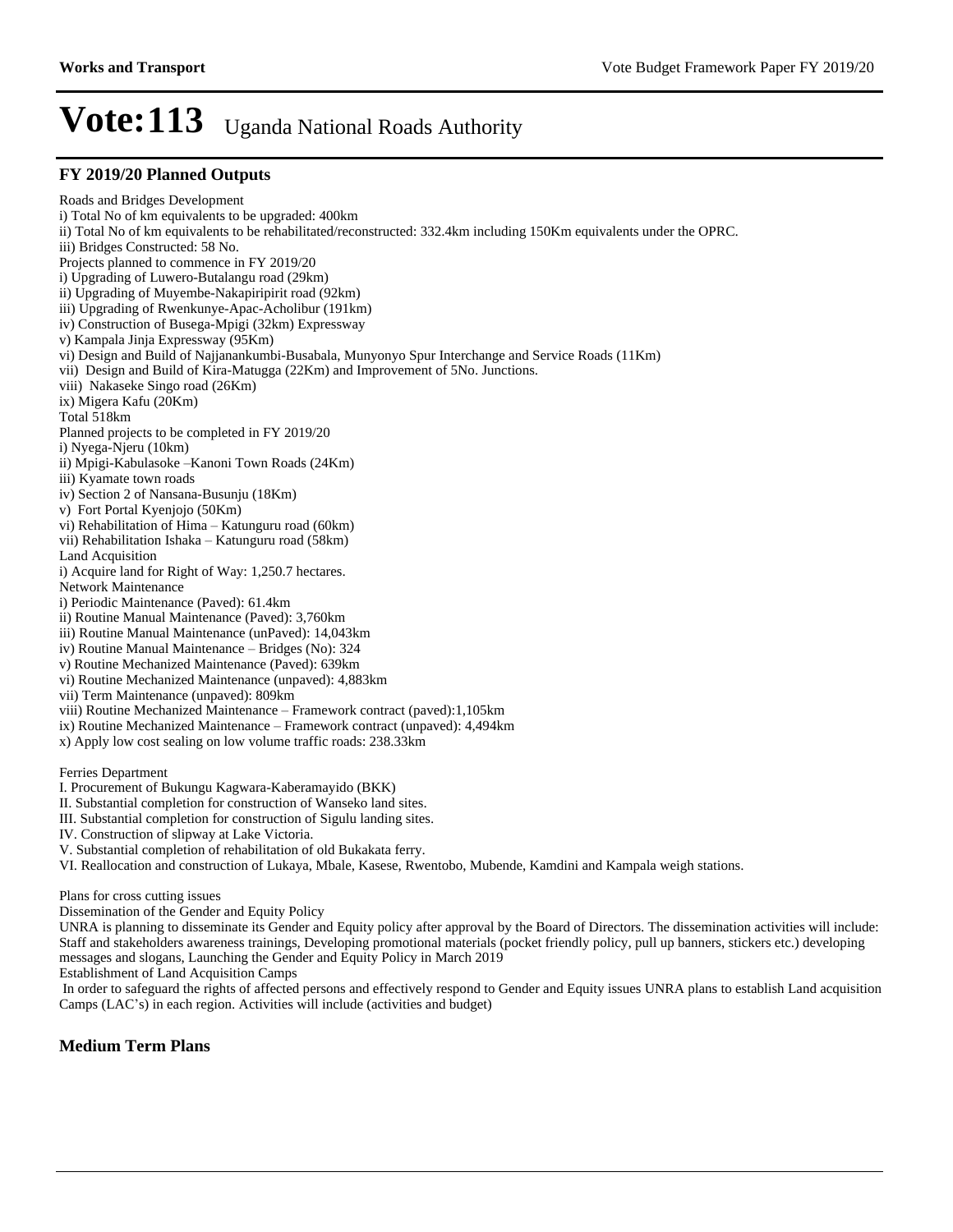# Vote:113 Uganda National Roads Authority

## FY 2019/20 Planned Outputs

Roads and Bridges Development
i) Total No of km equivalents to be upgraded: 400km
ii) Total No of km equivalents to be rehabilitated/reconstructed: 332.4km including 150Km equivalents under the OPRC.
iii) Bridges Constructed: 58 No.
Projects planned to commence in FY 2019/20
i) Upgrading of Luwero-Butalangu road (29km)
ii) Upgrading of Muyembe-Nakapiripirit road (92km)
iii) Upgrading of Rwenkunye-Apac-Acholibur (191km)
iv) Construction of Busega-Mpigi (32km) Expressway
v) Kampala Jinja Expressway (95Km)
vi) Design and Build of Najjanankumbi-Busabala, Munyonyo Spur Interchange and Service Roads (11Km)
vii) Design and Build of Kira-Matugga (22Km) and Improvement of 5No. Junctions.
viii) Nakaseke Singo road (26Km)
ix) Migera Kafu (20Km)
Total 518km
Planned projects to be completed in FY 2019/20
i) Nyega-Njeru (10km)
ii) Mpigi-Kabulasoke –Kanoni Town Roads (24Km)
iii) Kyamate town roads
iv) Section 2 of Nansana-Busunju (18Km)
v) Fort Portal Kyenjojo (50Km)
vi) Rehabilitation of Hima – Katunguru road (60km)
vii) Rehabilitation Ishaka – Katunguru road (58km)
Land Acquisition
i) Acquire land for Right of Way: 1,250.7 hectares.
Network Maintenance
i) Periodic Maintenance (Paved): 61.4km
ii) Routine Manual Maintenance (Paved): 3,760km
iii) Routine Manual Maintenance (unPaved): 14,043km
iv) Routine Manual Maintenance – Bridges (No): 324
v) Routine Mechanized Maintenance (Paved): 639km
vi) Routine Mechanized Maintenance (unpaved): 4,883km
vii) Term Maintenance (unpaved): 809km
viii) Routine Mechanized Maintenance – Framework contract (paved):1,105km
ix) Routine Mechanized Maintenance – Framework contract (unpaved): 4,494km
x) Apply low cost sealing on low volume traffic roads: 238.33km

Ferries Department
I. Procurement of Bukungu Kagwara-Kaberamayido (BKK)
II. Substantial completion for construction of Wanseko land sites.
III. Substantial completion for construction of Sigulu landing sites.
IV. Construction of slipway at Lake Victoria.
V. Substantial completion of rehabilitation of old Bukakata ferry.
VI. Reallocation and construction of Lukaya, Mbale, Kasese, Rwentobo, Mubende, Kamdini and Kampala weigh stations.

Plans for cross cutting issues
Dissemination of the Gender and Equity Policy
UNRA is planning to disseminate its Gender and Equity policy after approval by the Board of Directors. The dissemination activities will include: Staff and stakeholders awareness trainings, Developing promotional materials (pocket friendly policy, pull up banners, stickers etc.) developing messages and slogans, Launching the Gender and Equity Policy in March 2019
Establishment of Land Acquisition Camps
In order to safeguard the rights of affected persons and effectively respond to Gender and Equity issues UNRA plans to establish Land acquisition Camps (LAC's) in each region. Activities will include (activities and budget)

## Medium Term Plans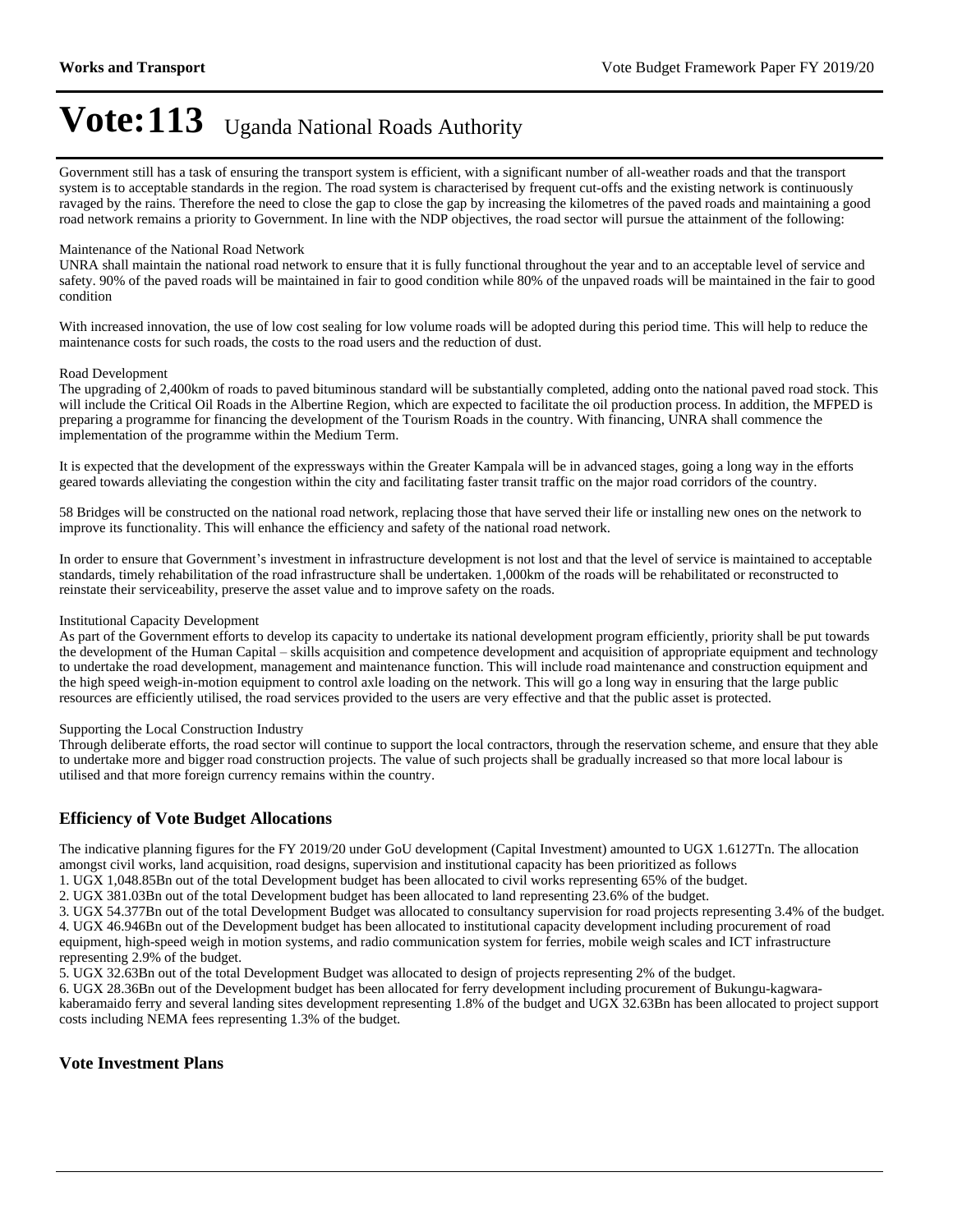# Vote:113 Uganda National Roads Authority

Government still has a task of ensuring the transport system is efficient, with a significant number of all-weather roads and that the transport system is to acceptable standards in the region. The road system is characterised by frequent cut-offs and the existing network is continuously ravaged by the rains. Therefore the need to close the gap to close the gap by increasing the kilometres of the paved roads and maintaining a good road network remains a priority to Government. In line with the NDP objectives, the road sector will pursue the attainment of the following:

Maintenance of the National Road Network

UNRA shall maintain the national road network to ensure that it is fully functional throughout the year and to an acceptable level of service and safety. 90% of the paved roads will be maintained in fair to good condition while 80% of the unpaved roads will be maintained in the fair to good condition

With increased innovation, the use of low cost sealing for low volume roads will be adopted during this period time. This will help to reduce the maintenance costs for such roads, the costs to the road users and the reduction of dust.

Road Development

The upgrading of 2,400km of roads to paved bituminous standard will be substantially completed, adding onto the national paved road stock. This will include the Critical Oil Roads in the Albertine Region, which are expected to facilitate the oil production process. In addition, the MFPED is preparing a programme for financing the development of the Tourism Roads in the country. With financing, UNRA shall commence the implementation of the programme within the Medium Term.

It is expected that the development of the expressways within the Greater Kampala will be in advanced stages, going a long way in the efforts geared towards alleviating the congestion within the city and facilitating faster transit traffic on the major road corridors of the country.

58 Bridges will be constructed on the national road network, replacing those that have served their life or installing new ones on the network to improve its functionality. This will enhance the efficiency and safety of the national road network.

In order to ensure that Government's investment in infrastructure development is not lost and that the level of service is maintained to acceptable standards, timely rehabilitation of the road infrastructure shall be undertaken. 1,000km of the roads will be rehabilitated or reconstructed to reinstate their serviceability, preserve the asset value and to improve safety on the roads.

Institutional Capacity Development

As part of the Government efforts to develop its capacity to undertake its national development program efficiently, priority shall be put towards the development of the Human Capital – skills acquisition and competence development and acquisition of appropriate equipment and technology to undertake the road development, management and maintenance function. This will include road maintenance and construction equipment and the high speed weigh-in-motion equipment to control axle loading on the network. This will go a long way in ensuring that the large public resources are efficiently utilised, the road services provided to the users are very effective and that the public asset is protected.

Supporting the Local Construction Industry

Through deliberate efforts, the road sector will continue to support the local contractors, through the reservation scheme, and ensure that they able to undertake more and bigger road construction projects. The value of such projects shall be gradually increased so that more local labour is utilised and that more foreign currency remains within the country.

## Efficiency of Vote Budget Allocations

The indicative planning figures for the FY 2019/20 under GoU development (Capital Investment) amounted to UGX 1.6127Tn. The allocation amongst civil works, land acquisition, road designs, supervision and institutional capacity has been prioritized as follows

1. UGX 1,048.85Bn out of the total Development budget has been allocated to civil works representing 65% of the budget.
2. UGX 381.03Bn out of the total Development budget has been allocated to land representing 23.6% of the budget.
3. UGX 54.377Bn out of the total Development Budget was allocated to consultancy supervision for road projects representing 3.4% of the budget.
4. UGX 46.946Bn out of the Development budget has been allocated to institutional capacity development including procurement of road equipment, high-speed weigh in motion systems, and radio communication system for ferries, mobile weigh scales and ICT infrastructure representing 2.9% of the budget.
5. UGX 32.63Bn out of the total Development Budget was allocated to design of projects representing 2% of the budget.
6. UGX 28.36Bn out of the Development budget has been allocated for ferry development including procurement of Bukungu-kagwara-kaberamaido ferry and several landing sites development representing 1.8% of the budget and UGX 32.63Bn has been allocated to project support costs including NEMA fees representing 1.3% of the budget.

## Vote Investment Plans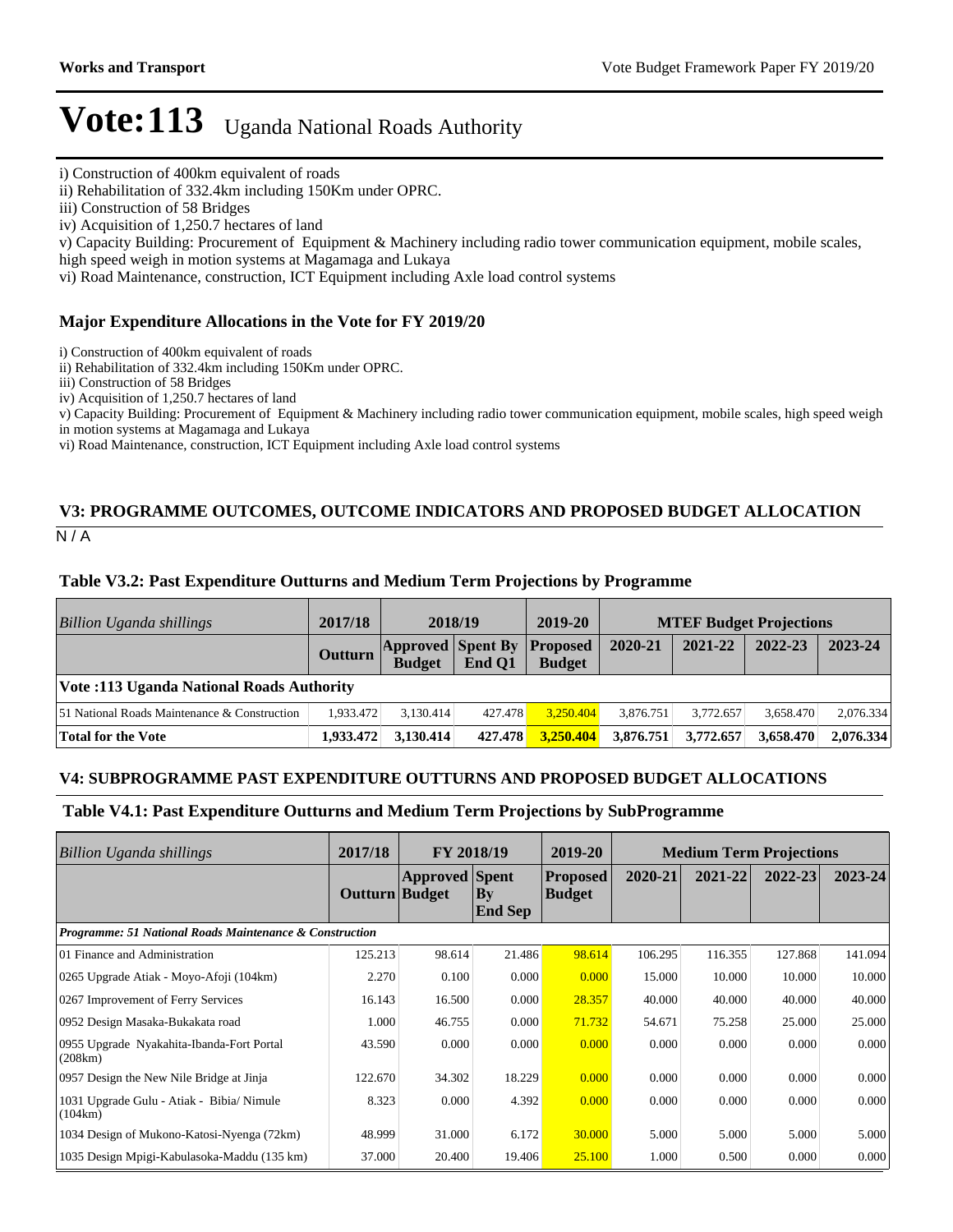# Vote:113 Uganda National Roads Authority

i) Construction of 400km equivalent of roads
ii) Rehabilitation of 332.4km including 150Km under OPRC.
iii) Construction of 58 Bridges
iv) Acquisition of 1,250.7 hectares of land
v) Capacity Building: Procurement of Equipment & Machinery including radio tower communication equipment, mobile scales, high speed weigh in motion systems at Magamaga and Lukaya
vi) Road Maintenance, construction, ICT Equipment including Axle load control systems

### Major Expenditure Allocations in the Vote for FY 2019/20

i) Construction of 400km equivalent of roads
ii) Rehabilitation of 332.4km including 150Km under OPRC.
iii) Construction of 58 Bridges
iv) Acquisition of 1,250.7 hectares of land
v) Capacity Building: Procurement of Equipment & Machinery including radio tower communication equipment, mobile scales, high speed weigh in motion systems at Magamaga and Lukaya
vi) Road Maintenance, construction, ICT Equipment including Axle load control systems

## V3: PROGRAMME OUTCOMES, OUTCOME INDICATORS AND PROPOSED BUDGET ALLOCATION

N / A

### Table V3.2: Past Expenditure Outturns and Medium Term Projections by Programme

| *Billion Uganda shillings* | 2017/18 | 2018/19 | | 2019-20 | MTEF Budget Projections | | | |
|---|---|---|---|---|---|---|---|---|
| | Outturn | Approved Budget | Spent By End Q1 | Proposed Budget | 2020-21 | 2021-22 | 2022-23 | 2023-24 |
| **Vote :113 Uganda National Roads Authority** | | | | | | | | |
| 51 National Roads Maintenance & Construction | 1,933.472 | 3,130.414 | 427.478 | 3,250.404 | 3,876.751 | 3,772.657 | 3,658.470 | 2,076.334 |
| **Total for the Vote** | **1,933.472** | **3,130.414** | **427.478** | **3,250.404** | **3,876.751** | **3,772.657** | **3,658.470** | **2,076.334** |

## V4: SUBPROGRAMME PAST EXPENDITURE OUTTURNS AND PROPOSED BUDGET ALLOCATIONS

### Table V4.1: Past Expenditure Outturns and Medium Term Projections by SubProgramme

| *Billion Uganda shillings* | 2017/18 | FY 2018/19 | | 2019-20 | Medium Term Projections | | | |
|---|---|---|---|---|---|---|---|---|
| | Outturn | Approved Budget | Spent By End Sep | Proposed Budget | 2020-21 | 2021-22 | 2022-23 | 2023-24 |
| ***Programme: 51 National Roads Maintenance & Construction*** | | | | | | | | |
| 01 Finance and Administration | 125.213 | 98.614 | 21.486 | 98.614 | 106.295 | 116.355 | 127.868 | 141.094 |
| 0265 Upgrade Atiak - Moyo-Afoji (104km) | 2.270 | 0.100 | 0.000 | 0.000 | 15.000 | 10.000 | 10.000 | 10.000 |
| 0267 Improvement of Ferry Services | 16.143 | 16.500 | 0.000 | 28.357 | 40.000 | 40.000 | 40.000 | 40.000 |
| 0952 Design Masaka-Bukakata road | 1.000 | 46.755 | 0.000 | 71.732 | 54.671 | 75.258 | 25.000 | 25.000 |
| 0955 Upgrade Nyakahita-Ibanda-Fort Portal (208km) | 43.590 | 0.000 | 0.000 | 0.000 | 0.000 | 0.000 | 0.000 | 0.000 |
| 0957 Design the New Nile Bridge at Jinja | 122.670 | 34.302 | 18.229 | 0.000 | 0.000 | 0.000 | 0.000 | 0.000 |
| 1031 Upgrade Gulu - Atiak - Bibia/ Nimule (104km) | 8.323 | 0.000 | 4.392 | 0.000 | 0.000 | 0.000 | 0.000 | 0.000 |
| 1034 Design of Mukono-Katosi-Nyenga (72km) | 48.999 | 31.000 | 6.172 | 30.000 | 5.000 | 5.000 | 5.000 | 5.000 |
| 1035 Design Mpigi-Kabulasoka-Maddu (135 km) | 37.000 | 20.400 | 19.406 | 25.100 | 1.000 | 0.500 | 0.000 | 0.000 |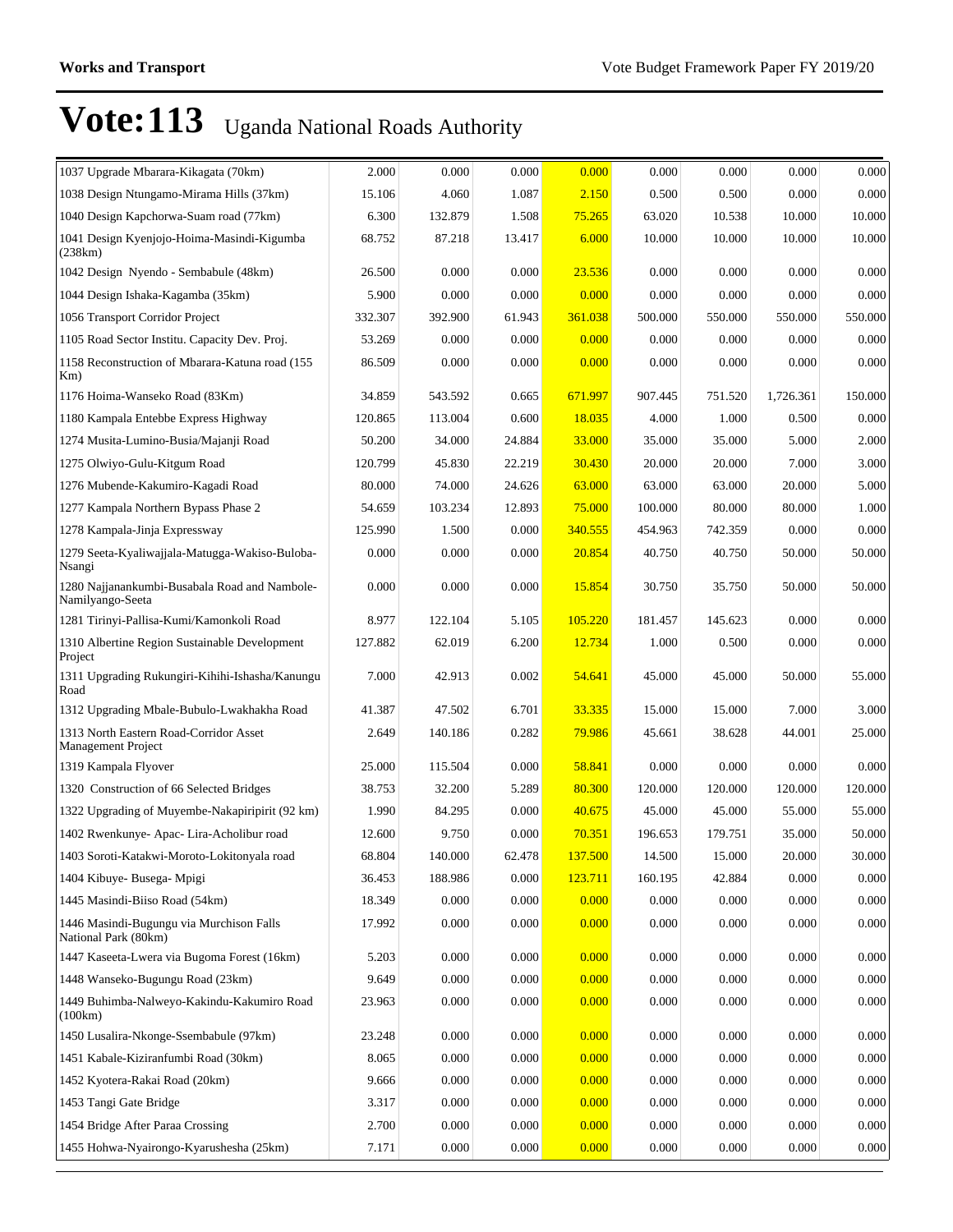# Vote:113 Uganda National Roads Authority

| | | | | | | | | |
|---|---|---|---|---|---|---|---|---|
| 1037 Upgrade Mbarara-Kikagata (70km) | 2.000 | 0.000 | 0.000 | 0.000 | 0.000 | 0.000 | 0.000 | 0.000 |
| 1038 Design Ntungamo-Mirama Hills (37km) | 15.106 | 4.060 | 1.087 | 2.150 | 0.500 | 0.500 | 0.000 | 0.000 |
| 1040 Design Kapchorwa-Suam road (77km) | 6.300 | 132.879 | 1.508 | 75.265 | 63.020 | 10.538 | 10.000 | 10.000 |
| 1041 Design Kyenjojo-Hoima-Masindi-Kigumba (238km) | 68.752 | 87.218 | 13.417 | 6.000 | 10.000 | 10.000 | 10.000 | 10.000 |
| 1042 Design Nyendo - Sembabule (48km) | 26.500 | 0.000 | 0.000 | 23.536 | 0.000 | 0.000 | 0.000 | 0.000 |
| 1044 Design Ishaka-Kagamba (35km) | 5.900 | 0.000 | 0.000 | 0.000 | 0.000 | 0.000 | 0.000 | 0.000 |
| 1056 Transport Corridor Project | 332.307 | 392.900 | 61.943 | 361.038 | 500.000 | 550.000 | 550.000 | 550.000 |
| 1105 Road Sector Institu. Capacity Dev. Proj. | 53.269 | 0.000 | 0.000 | 0.000 | 0.000 | 0.000 | 0.000 | 0.000 |
| 1158 Reconstruction of Mbarara-Katuna road (155 Km) | 86.509 | 0.000 | 0.000 | 0.000 | 0.000 | 0.000 | 0.000 | 0.000 |
| 1176 Hoima-Wanseko Road (83Km) | 34.859 | 543.592 | 0.665 | 671.997 | 907.445 | 751.520 | 1,726.361 | 150.000 |
| 1180 Kampala Entebbe Express Highway | 120.865 | 113.004 | 0.600 | 18.035 | 4.000 | 1.000 | 0.500 | 0.000 |
| 1274 Musita-Lumino-Busia/Majanji Road | 50.200 | 34.000 | 24.884 | 33.000 | 35.000 | 35.000 | 5.000 | 2.000 |
| 1275 Olwiyo-Gulu-Kitgum Road | 120.799 | 45.830 | 22.219 | 30.430 | 20.000 | 20.000 | 7.000 | 3.000 |
| 1276 Mubende-Kakumiro-Kagadi Road | 80.000 | 74.000 | 24.626 | 63.000 | 63.000 | 63.000 | 20.000 | 5.000 |
| 1277 Kampala Northern Bypass Phase 2 | 54.659 | 103.234 | 12.893 | 75.000 | 100.000 | 80.000 | 80.000 | 1.000 |
| 1278 Kampala-Jinja Expressway | 125.990 | 1.500 | 0.000 | 340.555 | 454.963 | 742.359 | 0.000 | 0.000 |
| 1279 Seeta-Kyaliwajjala-Matugga-Wakiso-Buloba-Nsangi | 0.000 | 0.000 | 0.000 | 20.854 | 40.750 | 40.750 | 50.000 | 50.000 |
| 1280 Najjanankumbi-Busabala Road and Nambole-Namilyango-Seeta | 0.000 | 0.000 | 0.000 | 15.854 | 30.750 | 35.750 | 50.000 | 50.000 |
| 1281 Tirinyi-Pallisa-Kumi/Kamonkoli Road | 8.977 | 122.104 | 5.105 | 105.220 | 181.457 | 145.623 | 0.000 | 0.000 |
| 1310 Albertine Region Sustainable Development Project | 127.882 | 62.019 | 6.200 | 12.734 | 1.000 | 0.500 | 0.000 | 0.000 |
| 1311 Upgrading Rukungiri-Kihihi-Ishasha/Kanungu Road | 7.000 | 42.913 | 0.002 | 54.641 | 45.000 | 45.000 | 50.000 | 55.000 |
| 1312 Upgrading Mbale-Bubulo-Lwakhakha Road | 41.387 | 47.502 | 6.701 | 33.335 | 15.000 | 15.000 | 7.000 | 3.000 |
| 1313 North Eastern Road-Corridor Asset Management Project | 2.649 | 140.186 | 0.282 | 79.986 | 45.661 | 38.628 | 44.001 | 25.000 |
| 1319 Kampala Flyover | 25.000 | 115.504 | 0.000 | 58.841 | 0.000 | 0.000 | 0.000 | 0.000 |
| 1320 Construction of 66 Selected Bridges | 38.753 | 32.200 | 5.289 | 80.300 | 120.000 | 120.000 | 120.000 | 120.000 |
| 1322 Upgrading of Muyembe-Nakapiripirit (92 km) | 1.990 | 84.295 | 0.000 | 40.675 | 45.000 | 45.000 | 55.000 | 55.000 |
| 1402 Rwenkunye- Apac- Lira-Acholibur road | 12.600 | 9.750 | 0.000 | 70.351 | 196.653 | 179.751 | 35.000 | 50.000 |
| 1403 Soroti-Katakwi-Moroto-Lokitonyala road | 68.804 | 140.000 | 62.478 | 137.500 | 14.500 | 15.000 | 20.000 | 30.000 |
| 1404 Kibuye- Busega- Mpigi | 36.453 | 188.986 | 0.000 | 123.711 | 160.195 | 42.884 | 0.000 | 0.000 |
| 1445 Masindi-Biiso Road (54km) | 18.349 | 0.000 | 0.000 | 0.000 | 0.000 | 0.000 | 0.000 | 0.000 |
| 1446 Masindi-Bugungu via Murchison Falls National Park (80km) | 17.992 | 0.000 | 0.000 | 0.000 | 0.000 | 0.000 | 0.000 | 0.000 |
| 1447 Kaseeta-Lwera via Bugoma Forest (16km) | 5.203 | 0.000 | 0.000 | 0.000 | 0.000 | 0.000 | 0.000 | 0.000 |
| 1448 Wanseko-Bugungu Road (23km) | 9.649 | 0.000 | 0.000 | 0.000 | 0.000 | 0.000 | 0.000 | 0.000 |
| 1449 Buhimba-Nalweyo-Kakindu-Kakumiro Road (100km) | 23.963 | 0.000 | 0.000 | 0.000 | 0.000 | 0.000 | 0.000 | 0.000 |
| 1450 Lusalira-Nkonge-Ssembabule (97km) | 23.248 | 0.000 | 0.000 | 0.000 | 0.000 | 0.000 | 0.000 | 0.000 |
| 1451 Kabale-Kiziranfumbi Road (30km) | 8.065 | 0.000 | 0.000 | 0.000 | 0.000 | 0.000 | 0.000 | 0.000 |
| 1452 Kyotera-Rakai Road (20km) | 9.666 | 0.000 | 0.000 | 0.000 | 0.000 | 0.000 | 0.000 | 0.000 |
| 1453 Tangi Gate Bridge | 3.317 | 0.000 | 0.000 | 0.000 | 0.000 | 0.000 | 0.000 | 0.000 |
| 1454 Bridge After Paraa Crossing | 2.700 | 0.000 | 0.000 | 0.000 | 0.000 | 0.000 | 0.000 | 0.000 |
| 1455 Hohwa-Nyairongo-Kyarushesha (25km) | 7.171 | 0.000 | 0.000 | 0.000 | 0.000 | 0.000 | 0.000 | 0.000 |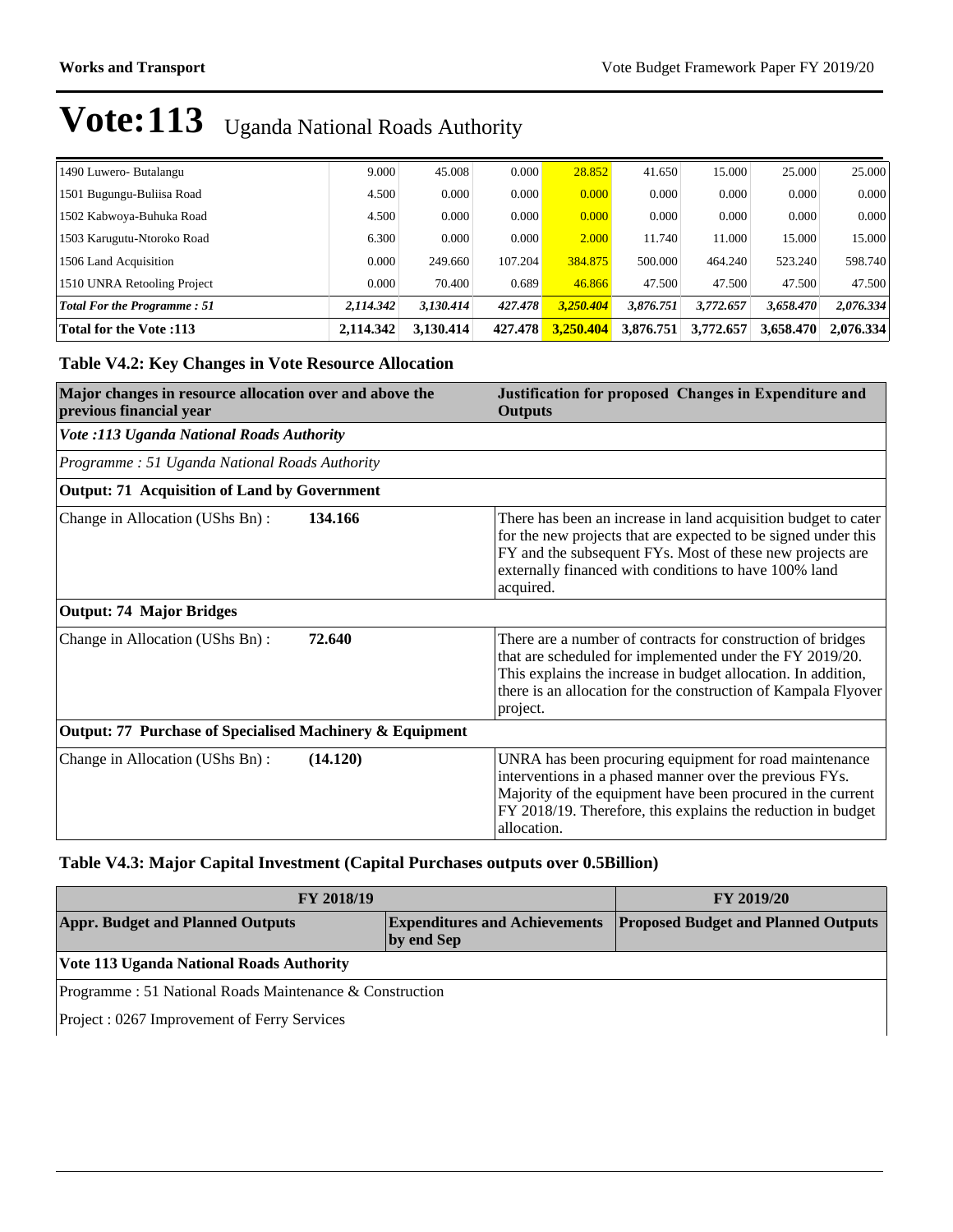# Vote:113 Uganda National Roads Authority

| | | | | | | | | |
|---|---|---|---|---|---|---|---|---|
| 1490 Luwero- Butalangu | 9.000 | 45.008 | 0.000 | 28.852 | 41.650 | 15.000 | 25.000 | 25.000 |
| 1501 Bugungu-Buliisa Road | 4.500 | 0.000 | 0.000 | 0.000 | 0.000 | 0.000 | 0.000 | 0.000 |
| 1502 Kabwoya-Buhuka Road | 4.500 | 0.000 | 0.000 | 0.000 | 0.000 | 0.000 | 0.000 | 0.000 |
| 1503 Karugutu-Ntoroko Road | 6.300 | 0.000 | 0.000 | 2.000 | 11.740 | 11.000 | 15.000 | 15.000 |
| 1506 Land Acquisition | 0.000 | 249.660 | 107.204 | 384.875 | 500.000 | 464.240 | 523.240 | 598.740 |
| 1510 UNRA Retooling Project | 0.000 | 70.400 | 0.689 | 46.866 | 47.500 | 47.500 | 47.500 | 47.500 |
| ***Total For the Programme : 51*** | ***2,114.342*** | ***3,130.414*** | ***427.478*** | ***3,250.404*** | ***3,876.751*** | ***3,772.657*** | ***3,658.470*** | ***2,076.334*** |
| **Total for the Vote :113** | **2,114.342** | **3,130.414** | **427.478** | **3,250.404** | **3,876.751** | **3,772.657** | **3,658.470** | **2,076.334** |

### Table V4.2: Key Changes in Vote Resource Allocation

| Major changes in resource allocation over and above the previous financial year | | Justification for proposed Changes in Expenditure and Outputs |
|---|---|---|
| ***Vote :113 Uganda National Roads Authority*** | | |
| *Programme : 51 Uganda National Roads Authority* | | |
| **Output: 71 Acquisition of Land by Government** | | |
| Change in Allocation (UShs Bn) : | **134.166** | There has been an increase in land acquisition budget to cater for the new projects that are expected to be signed under this FY and the subsequent FYs. Most of these new projects are externally financed with conditions to have 100% land acquired. |
| **Output: 74 Major Bridges** | | |
| Change in Allocation (UShs Bn) : | **72.640** | There are a number of contracts for construction of bridges that are scheduled for implemented under the FY 2019/20. This explains the increase in budget allocation. In addition, there is an allocation for the construction of Kampala Flyover project. |
| **Output: 77 Purchase of Specialised Machinery & Equipment** | | |
| Change in Allocation (UShs Bn) : | **(14.120)** | UNRA has been procuring equipment for road maintenance interventions in a phased manner over the previous FYs. Majority of the equipment have been procured in the current FY 2018/19. Therefore, this explains the reduction in budget allocation. |

### Table V4.3: Major Capital Investment (Capital Purchases outputs over 0.5Billion)

| FY 2018/19 | | FY 2019/20 |
|---|---|---|
| **Appr. Budget and Planned Outputs** | **Expenditures and Achievements by end Sep** | **Proposed Budget and Planned Outputs** |
| **Vote 113 Uganda National Roads Authority** | | |
| Programme : 51 National Roads Maintenance & Construction | | |
| Project : 0267 Improvement of Ferry Services | | |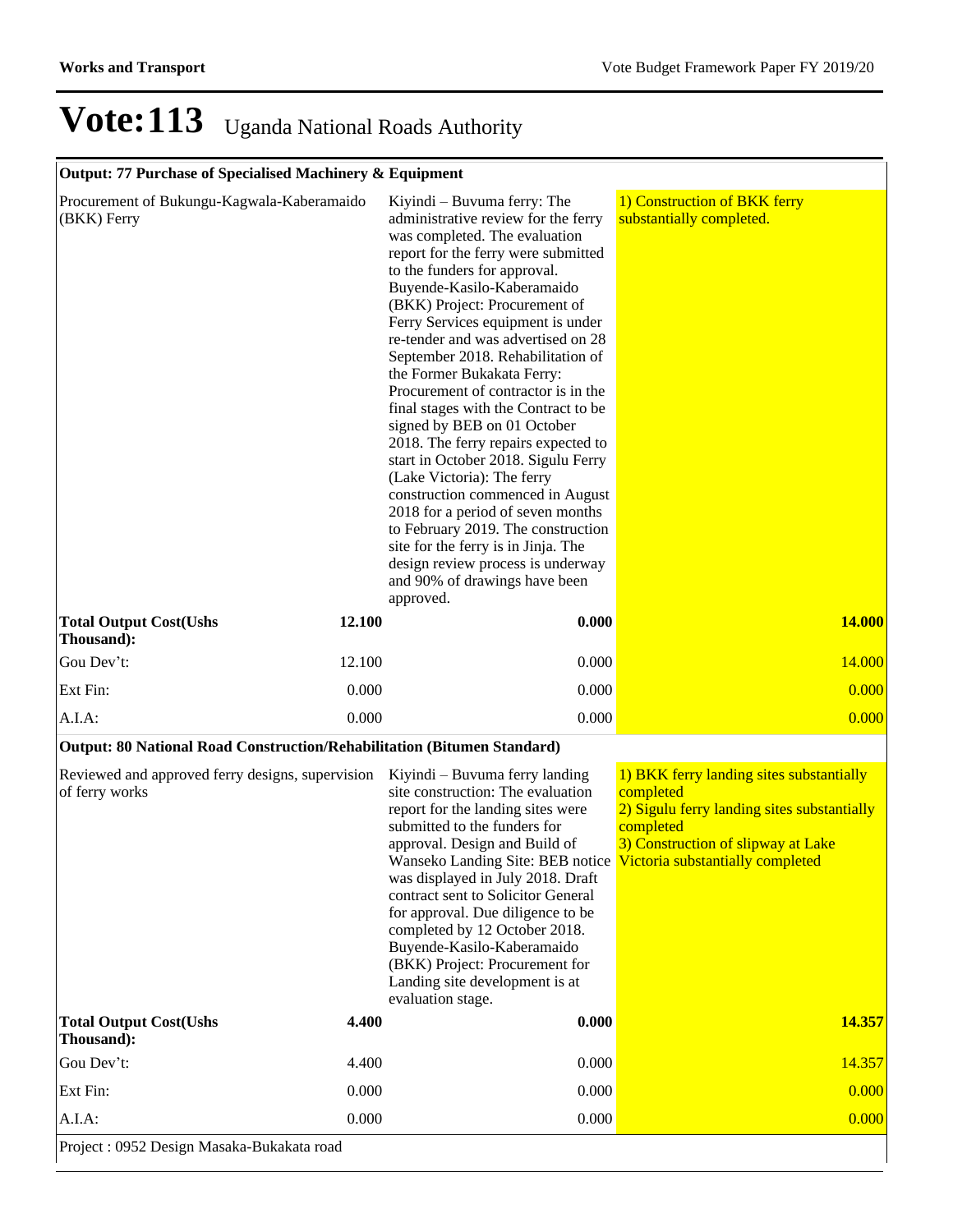# Vote:113 Uganda National Roads Authority

| Output: 77 Purchase of Specialised Machinery & Equipment | | | |
|---|---|---|---|
| Procurement of Bukungu-Kagwala-Kaberamaido (BKK) Ferry | | Kiyindi – Buvuma ferry: The administrative review for the ferry was completed. The evaluation report for the ferry were submitted to the funders for approval. Buyende-Kasilo-Kaberamaido (BKK) Project: Procurement of Ferry Services equipment is under re-tender and was advertised on 28 September 2018. Rehabilitation of the Former Bukakata Ferry: Procurement of contractor is in the final stages with the Contract to be signed by BEB on 01 October 2018. The ferry repairs expected to start in October 2018. Sigulu Ferry (Lake Victoria): The ferry construction commenced in August 2018 for a period of seven months to February 2019. The construction site for the ferry is in Jinja. The design review process is underway and 90% of drawings have been approved. | 1) Construction of BKK ferry substantially completed. |
| **Total Output Cost(Ushs Thousand):** | **12.100** | **0.000** | **14.000** |
| Gou Dev't: | 12.100 | 0.000 | 14.000 |
| Ext Fin: | 0.000 | 0.000 | 0.000 |
| A.I.A: | 0.000 | 0.000 | 0.000 |
| **Output: 80 National Road Construction/Rehabilitation (Bitumen Standard)** | | | |
| Reviewed and approved ferry designs, supervision of ferry works | | Kiyindi – Buvuma ferry landing site construction: The evaluation report for the landing sites were submitted to the funders for approval. Design and Build of Wanseko Landing Site: BEB notice was displayed in July 2018. Draft contract sent to Solicitor General for approval. Due diligence to be completed by 12 October 2018. Buyende-Kasilo-Kaberamaido (BKK) Project: Procurement for Landing site development is at evaluation stage. | 1) BKK ferry landing sites substantially completed<br>2) Sigulu ferry landing sites substantially completed<br>3) Construction of slipway at Lake Victoria substantially completed |
| **Total Output Cost(Ushs Thousand):** | **4.400** | **0.000** | **14.357** |
| Gou Dev't: | 4.400 | 0.000 | 14.357 |
| Ext Fin: | 0.000 | 0.000 | 0.000 |
| A.I.A: | 0.000 | 0.000 | 0.000 |

Project : 0952 Design Masaka-Bukakata road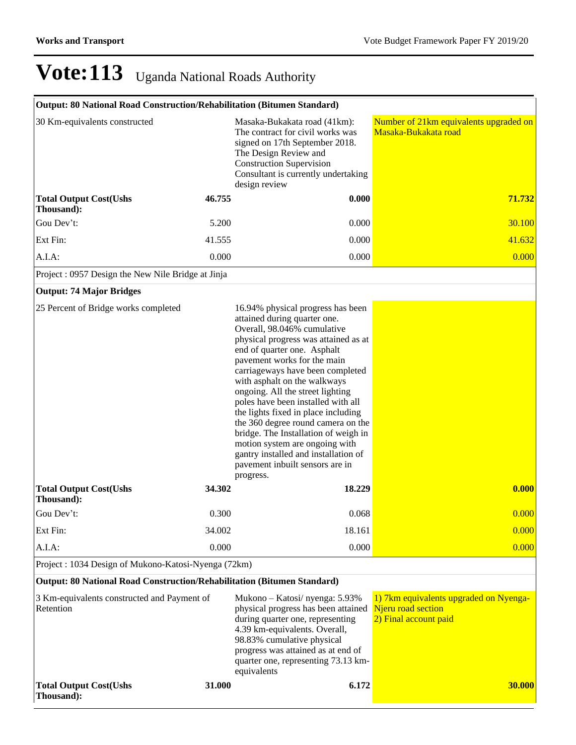# Vote:113 Uganda National Roads Authority

| Output: 80 National Road Construction/Rehabilitation (Bitumen Standard) | | | |
|---|---|---|---|
| 30 Km-equivalents constructed | | Masaka-Bukakata road (41km): The contract for civil works was signed on 17th September 2018. The Design Review and Construction Supervision Consultant is currently undertaking design review | Number of 21km equivalents upgraded on Masaka-Bukakata road |
| **Total Output Cost(Ushs Thousand):** | **46.755** | **0.000** | **71.732** |
| Gou Dev't: | 5.200 | 0.000 | 30.100 |
| Ext Fin: | 41.555 | 0.000 | 41.632 |
| A.I.A: | 0.000 | 0.000 | 0.000 |

Project : 0957 Design the New Nile Bridge at Jinja

| Output: 74 Major Bridges | | | |
|---|---|---|---|
| 25 Percent of Bridge works completed | | 16.94% physical progress has been attained during quarter one. Overall, 98.046% cumulative physical progress was attained as at end of quarter one. Asphalt pavement works for the main carriageways have been completed with asphalt on the walkways ongoing. All the street lighting poles have been installed with all the lights fixed in place including the 360 degree round camera on the bridge. The Installation of weigh in motion system are ongoing with gantry installed and installation of pavement inbuilt sensors are in progress. | |
| **Total Output Cost(Ushs Thousand):** | **34.302** | **18.229** | **0.000** |
| Gou Dev't: | 0.300 | 0.068 | 0.000 |
| Ext Fin: | 34.002 | 18.161 | 0.000 |
| A.I.A: | 0.000 | 0.000 | 0.000 |

Project : 1034 Design of Mukono-Katosi-Nyenga (72km)

| Output: 80 National Road Construction/Rehabilitation (Bitumen Standard) | | | |
|---|---|---|---|
| 3 Km-equivalents constructed and Payment of Retention | | Mukono – Katosi/ nyenga: 5.93% physical progress has been attained during quarter one, representing 4.39 km-equivalents. Overall, 98.83% cumulative physical progress was attained as at end of quarter one, representing 73.13 km-equivalents | 1) 7km equivalents upgraded on Nyenga-Njeru road section<br>2) Final account paid |
| **Total Output Cost(Ushs Thousand):** | **31.000** | **6.172** | **30.000** |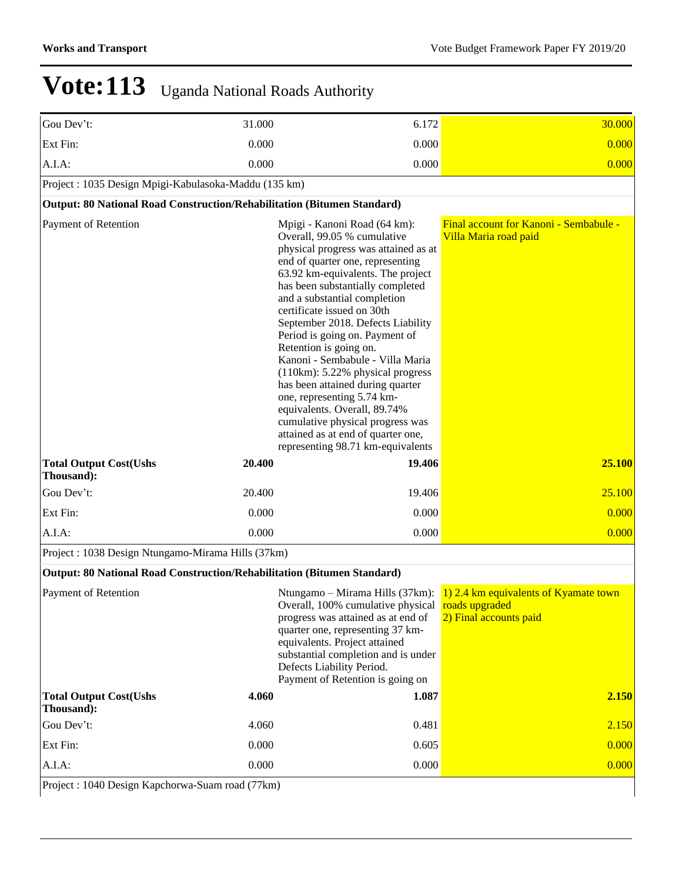# Vote:113 Uganda National Roads Authority

| | | | |
|---|---|---|---|
| Gou Dev't: | 31.000 | 6.172 | 30.000 |
| Ext Fin: | 0.000 | 0.000 | 0.000 |
| A.I.A: | 0.000 | 0.000 | 0.000 |
| Project : 1035 Design Mpigi-Kabulasoka-Maddu (135 km) | | | |
| **Output: 80 National Road Construction/Rehabilitation (Bitumen Standard)** | | | |
| Payment of Retention | | Mpigi - Kanoni Road (64 km): Overall, 99.05 % cumulative physical progress was attained as at end of quarter one, representing 63.92 km-equivalents. The project has been substantially completed and a substantial completion certificate issued on 30th September 2018. Defects Liability Period is going on. Payment of Retention is going on. Kanoni - Sembabule - Villa Maria (110km): 5.22% physical progress has been attained during quarter one, representing 5.74 km-equivalents. Overall, 89.74% cumulative physical progress was attained as at end of quarter one, representing 98.71 km-equivalents | Final account for Kanoni - Sembabule - Villa Maria road paid |
| **Total Output Cost(Ushs Thousand):** | **20.400** | **19.406** | **25.100** |
| Gou Dev't: | 20.400 | 19.406 | 25.100 |
| Ext Fin: | 0.000 | 0.000 | 0.000 |
| A.I.A: | 0.000 | 0.000 | 0.000 |
| Project : 1038 Design Ntungamo-Mirama Hills (37km) | | | |
| **Output: 80 National Road Construction/Rehabilitation (Bitumen Standard)** | | | |
| Payment of Retention | | Ntungamo – Mirama Hills (37km): Overall, 100% cumulative physical progress was attained as at end of quarter one, representing 37 km-equivalents. Project attained substantial completion and is under Defects Liability Period. Payment of Retention is going on | 1) 2.4 km equivalents of Kyamate town roads upgraded<br>2) Final accounts paid |
| **Total Output Cost(Ushs Thousand):** | **4.060** | **1.087** | **2.150** |
| Gou Dev't: | 4.060 | 0.481 | 2.150 |
| Ext Fin: | 0.000 | 0.605 | 0.000 |
| A.I.A: | 0.000 | 0.000 | 0.000 |
| Project : 1040 Design Kapchorwa-Suam road (77km) | | | |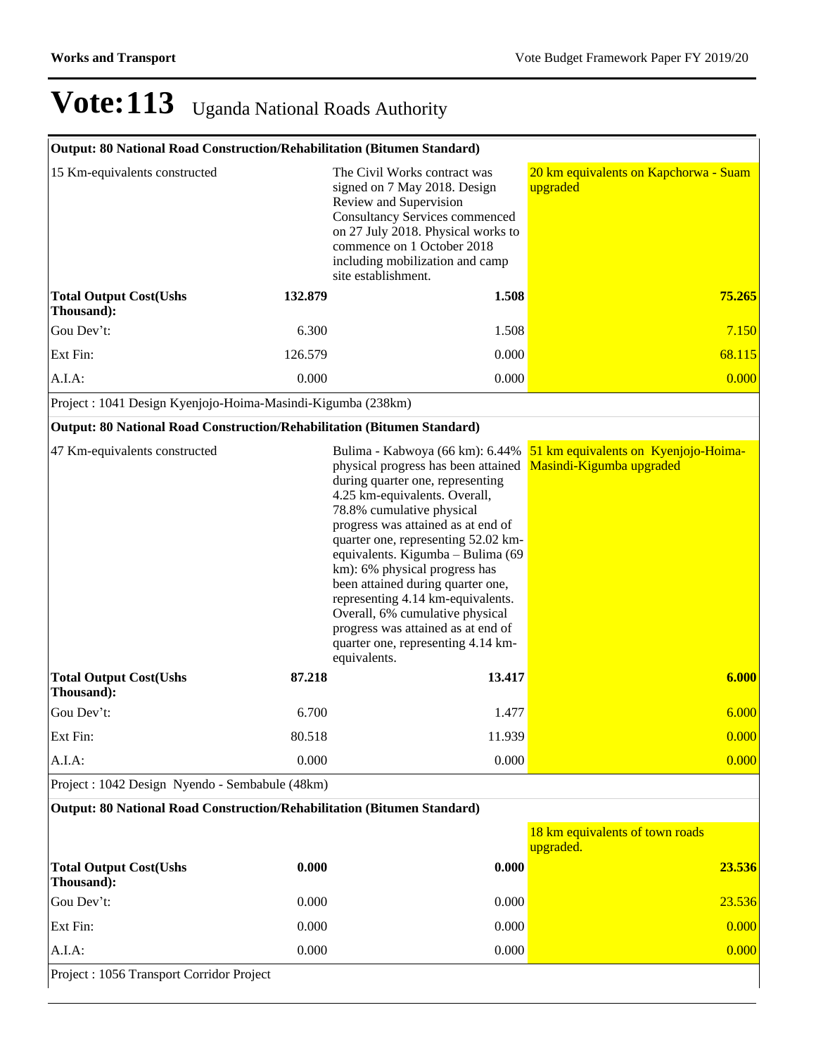# Vote:113 Uganda National Roads Authority

| Output: 80 National Road Construction/Rehabilitation (Bitumen Standard) | | | |
|---|---|---|---|
| 15 Km-equivalents constructed | | The Civil Works contract was signed on 7 May 2018. Design Review and Supervision Consultancy Services commenced on 27 July 2018. Physical works to commence on 1 October 2018 including mobilization and camp site establishment. | 20 km equivalents on Kapchorwa - Suam upgraded |
| **Total Output Cost(Ushs Thousand):** | **132.879** | **1.508** | **75.265** |
| Gou Dev't: | 6.300 | 1.508 | 7.150 |
| Ext Fin: | 126.579 | 0.000 | 68.115 |
| A.I.A: | 0.000 | 0.000 | 0.000 |
| Project : 1041 Design Kyenjojo-Hoima-Masindi-Kigumba (238km) | | | |
| **Output: 80 National Road Construction/Rehabilitation (Bitumen Standard)** | | | |
| 47 Km-equivalents constructed | | Bulima - Kabwoya (66 km): 6.44% physical progress has been attained during quarter one, representing 4.25 km-equivalents. Overall, 78.8% cumulative physical progress was attained as at end of quarter one, representing 52.02 km-equivalents. Kigumba – Bulima (69 km): 6% physical progress has been attained during quarter one, representing 4.14 km-equivalents. Overall, 6% cumulative physical progress was attained as at end of quarter one, representing 4.14 km-equivalents. | 51 km equivalents on Kyenjojo-Hoima-Masindi-Kigumba upgraded |
| **Total Output Cost(Ushs Thousand):** | **87.218** | **13.417** | **6.000** |
| Gou Dev't: | 6.700 | 1.477 | 6.000 |
| Ext Fin: | 80.518 | 11.939 | 0.000 |
| A.I.A: | 0.000 | 0.000 | 0.000 |
| Project : 1042 Design Nyendo - Sembabule (48km) | | | |
| **Output: 80 National Road Construction/Rehabilitation (Bitumen Standard)** | | | |
| | | | 18 km equivalents of town roads upgraded. |
| **Total Output Cost(Ushs Thousand):** | **0.000** | **0.000** | **23.536** |
| Gou Dev't: | 0.000 | 0.000 | 23.536 |
| Ext Fin: | 0.000 | 0.000 | 0.000 |
| A.I.A: | 0.000 | 0.000 | 0.000 |
| Project : 1056 Transport Corridor Project | | | |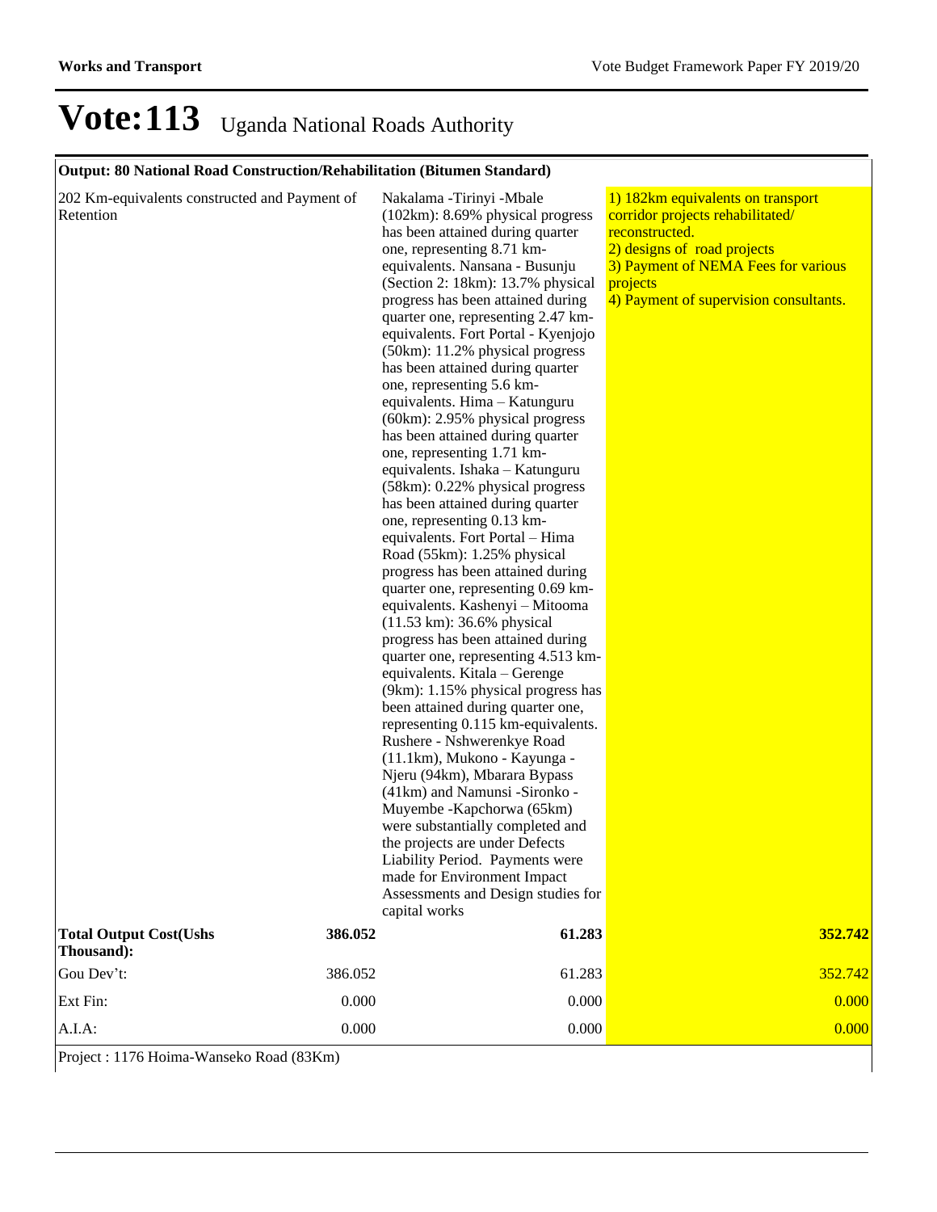# Vote:113 Uganda National Roads Authority

| Output: 80 National Road Construction/Rehabilitation (Bitumen Standard) | | | |
|---|---|---|---|
| 202 Km-equivalents constructed and Payment of Retention | | Nakalama -Tirinyi -Mbale (102km): 8.69% physical progress has been attained during quarter one, representing 8.71 km-equivalents. Nansana - Busunju (Section 2: 18km): 13.7% physical progress has been attained during quarter one, representing 2.47 km-equivalents. Fort Portal - Kyenjojo (50km): 11.2% physical progress has been attained during quarter one, representing 5.6 km-equivalents. Hima – Katunguru (60km): 2.95% physical progress has been attained during quarter one, representing 1.71 km-equivalents. Ishaka – Katunguru (58km): 0.22% physical progress has been attained during quarter one, representing 0.13 km-equivalents. Fort Portal – Hima Road (55km): 1.25% physical progress has been attained during quarter one, representing 0.69 km-equivalents. Kashenyi – Mitooma (11.53 km): 36.6% physical progress has been attained during quarter one, representing 4.513 km-equivalents. Kitala – Gerenge (9km): 1.15% physical progress has been attained during quarter one, representing 0.115 km-equivalents. Rushere - Nshwerenkye Road (11.1km), Mukono - Kayunga - Njeru (94km), Mbarara Bypass (41km) and Namunsi -Sironko - Muyembe -Kapchorwa (65km) were substantially completed and the projects are under Defects Liability Period. Payments were made for Environment Impact Assessments and Design studies for capital works | 1) 182km equivalents on transport corridor projects rehabilitated/ reconstructed.<br>2) designs of road projects<br>3) Payment of NEMA Fees for various projects<br>4) Payment of supervision consultants. |
| **Total Output Cost(Ushs Thousand):** | **386.052** | **61.283** | **352.742** |
| Gou Dev't: | 386.052 | 61.283 | 352.742 |
| Ext Fin: | 0.000 | 0.000 | 0.000 |
| A.I.A: | 0.000 | 0.000 | 0.000 |

Project : 1176 Hoima-Wanseko Road (83Km)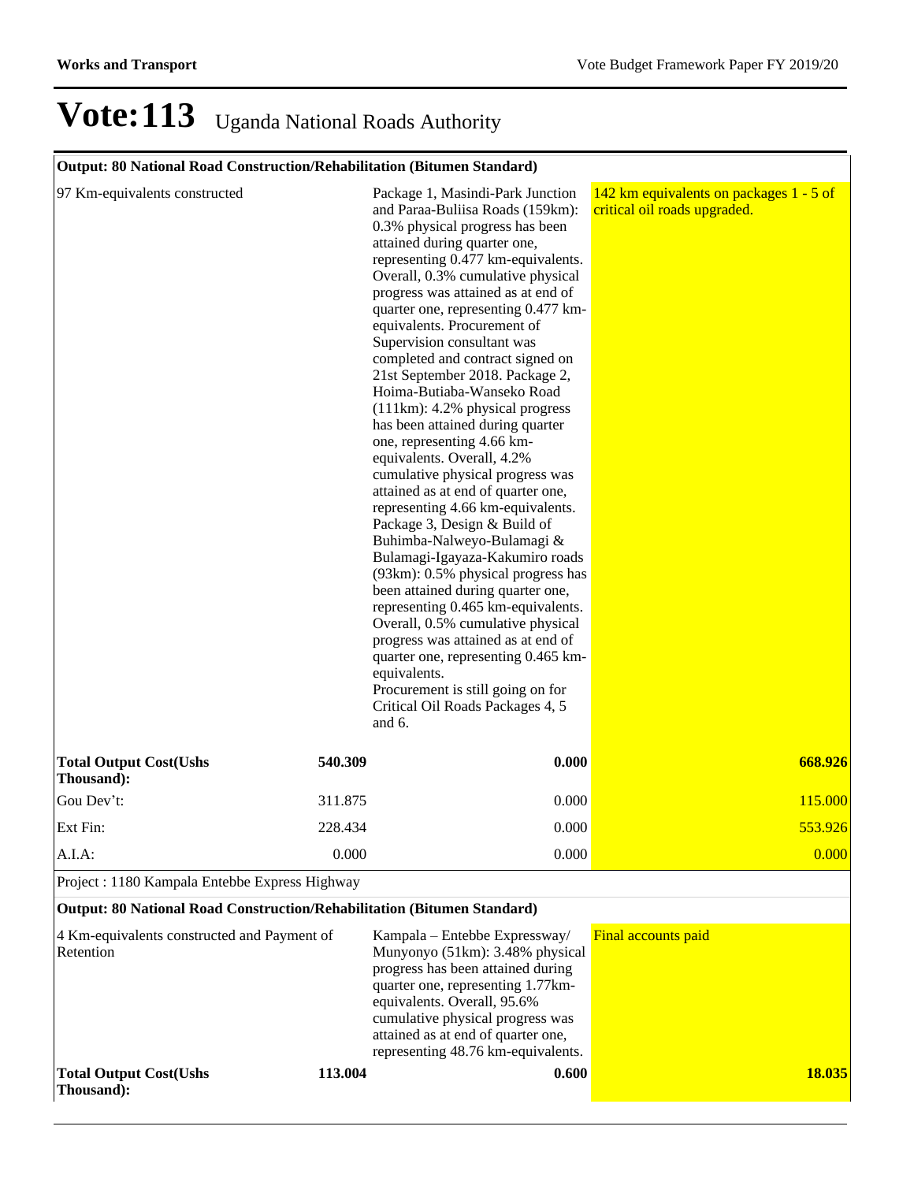# Vote:113 Uganda National Roads Authority

| Output: 80 National Road Construction/Rehabilitation (Bitumen Standard) | | | |
|---|---|---|---|
| 97 Km-equivalents constructed | | Package 1, Masindi-Park Junction and Paraa-Buliisa Roads (159km): 0.3% physical progress has been attained during quarter one, representing 0.477 km-equivalents. Overall, 0.3% cumulative physical progress was attained as at end of quarter one, representing 0.477 km-equivalents. Procurement of Supervision consultant was completed and contract signed on 21st September 2018. Package 2, Hoima-Butiaba-Wanseko Road (111km): 4.2% physical progress has been attained during quarter one, representing 4.66 km-equivalents. Overall, 4.2% cumulative physical progress was attained as at end of quarter one, representing 4.66 km-equivalents. Package 3, Design & Build of Buhimba-Nalweyo-Bulamagi & Bulamagi-Igayaza-Kakumiro roads (93km): 0.5% physical progress has been attained during quarter one, representing 0.465 km-equivalents. Overall, 0.5% cumulative physical progress was attained as at end of quarter one, representing 0.465 km-equivalents.<br>Procurement is still going on for Critical Oil Roads Packages 4, 5 and 6. | 142 km equivalents on packages 1 - 5 of critical oil roads upgraded. |
| **Total Output Cost(Ushs Thousand):** | **540.309** | **0.000** | **668.926** |
| Gou Dev't: | 311.875 | 0.000 | 115.000 |
| Ext Fin: | 228.434 | 0.000 | 553.926 |
| A.I.A: | 0.000 | 0.000 | 0.000 |

Project : 1180 Kampala Entebbe Express Highway

| Output: 80 National Road Construction/Rehabilitation (Bitumen Standard) | | | |
|---|---|---|---|
| 4 Km-equivalents constructed and Payment of Retention | | Kampala – Entebbe Expressway/ Munyonyo (51km): 3.48% physical progress has been attained during quarter one, representing 1.77km-equivalents. Overall, 95.6% cumulative physical progress was attained as at end of quarter one, representing 48.76 km-equivalents. | Final accounts paid |
| **Total Output Cost(Ushs Thousand):** | **113.004** | **0.600** | **18.035** |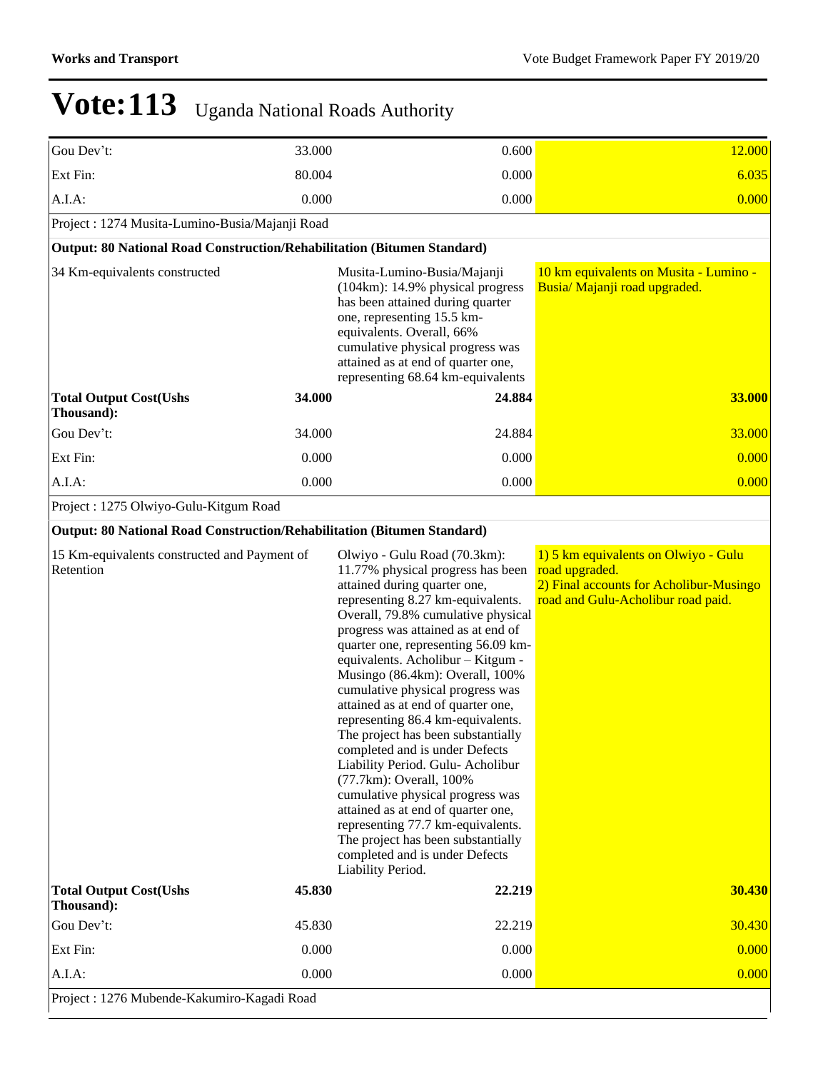# Vote:113 Uganda National Roads Authority

| | | | |
|---|---|---|---|
| Gou Dev't: | 33.000 | 0.600 | 12.000 |
| Ext Fin: | 80.004 | 0.000 | 6.035 |
| A.I.A: | 0.000 | 0.000 | 0.000 |
| Project : 1274 Musita-Lumino-Busia/Majanji Road | | | |
| **Output: 80 National Road Construction/Rehabilitation (Bitumen Standard)** | | | |
| 34 Km-equivalents constructed | | Musita-Lumino-Busia/Majanji (104km): 14.9% physical progress has been attained during quarter one, representing 15.5 km-equivalents. Overall, 66% cumulative physical progress was attained as at end of quarter one, representing 68.64 km-equivalents | 10 km equivalents on Musita - Lumino - Busia/ Majanji road upgraded. |
| **Total Output Cost(Ushs Thousand):** | **34.000** | **24.884** | **33.000** |
| Gou Dev't: | 34.000 | 24.884 | 33.000 |
| Ext Fin: | 0.000 | 0.000 | 0.000 |
| A.I.A: | 0.000 | 0.000 | 0.000 |
| Project : 1275 Olwiyo-Gulu-Kitgum Road | | | |
| **Output: 80 National Road Construction/Rehabilitation (Bitumen Standard)** | | | |
| 15 Km-equivalents constructed and Payment of Retention | | Olwiyo - Gulu Road (70.3km): 11.77% physical progress has been attained during quarter one, representing 8.27 km-equivalents. Overall, 79.8% cumulative physical progress was attained as at end of quarter one, representing 56.09 km-equivalents. Acholibur – Kitgum - Musingo (86.4km): Overall, 100% cumulative physical progress was attained as at end of quarter one, representing 86.4 km-equivalents. The project has been substantially completed and is under Defects Liability Period. Gulu- Acholibur (77.7km): Overall, 100% cumulative physical progress was attained as at end of quarter one, representing 77.7 km-equivalents. The project has been substantially completed and is under Defects Liability Period. | 1) 5 km equivalents on Olwiyo - Gulu road upgraded.<br>2) Final accounts for Acholibur-Musingo road and Gulu-Acholibur road paid. |
| **Total Output Cost(Ushs Thousand):** | **45.830** | **22.219** | **30.430** |
| Gou Dev't: | 45.830 | 22.219 | 30.430 |
| Ext Fin: | 0.000 | 0.000 | 0.000 |
| A.I.A: | 0.000 | 0.000 | 0.000 |
| Project : 1276 Mubende-Kakumiro-Kagadi Road | | | |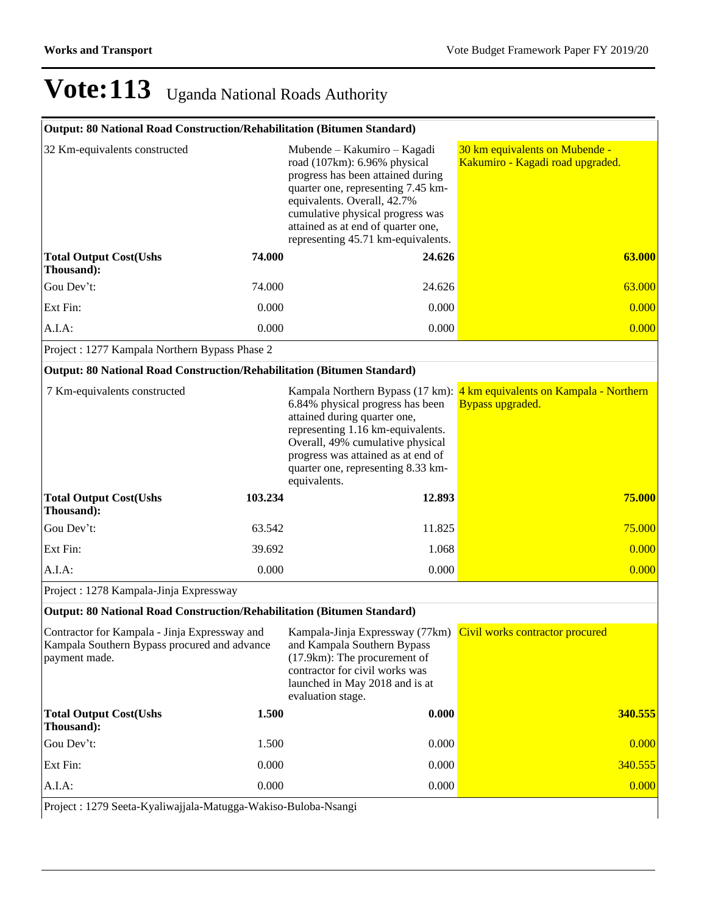# Vote:113 Uganda National Roads Authority

| Output: 80 National Road Construction/Rehabilitation (Bitumen Standard) | | | |
|---|---|---|---|
| 32 Km-equivalents constructed | | Mubende – Kakumiro – Kagadi road (107km): 6.96% physical progress has been attained during quarter one, representing 7.45 km-equivalents. Overall, 42.7% cumulative physical progress was attained as at end of quarter one, representing 45.71 km-equivalents. | 30 km equivalents on Mubende - Kakumiro - Kagadi road upgraded. |
| **Total Output Cost(Ushs Thousand):** | **74.000** | **24.626** | **63.000** |
| Gou Dev't: | 74.000 | 24.626 | 63.000 |
| Ext Fin: | 0.000 | 0.000 | 0.000 |
| A.I.A: | 0.000 | 0.000 | 0.000 |

Project : 1277 Kampala Northern Bypass Phase 2

| Output: 80 National Road Construction/Rehabilitation (Bitumen Standard) | | | |
|---|---|---|---|
| 7 Km-equivalents constructed | | Kampala Northern Bypass (17 km): 6.84% physical progress has been attained during quarter one, representing 1.16 km-equivalents. Overall, 49% cumulative physical progress was attained as at end of quarter one, representing 8.33 km-equivalents. | 4 km equivalents on Kampala - Northern Bypass upgraded. |
| **Total Output Cost(Ushs Thousand):** | **103.234** | **12.893** | **75.000** |
| Gou Dev't: | 63.542 | 11.825 | 75.000 |
| Ext Fin: | 39.692 | 1.068 | 0.000 |
| A.I.A: | 0.000 | 0.000 | 0.000 |

Project : 1278 Kampala-Jinja Expressway

| Output: 80 National Road Construction/Rehabilitation (Bitumen Standard) | | | |
|---|---|---|---|
| Contractor for Kampala - Jinja Expressway and Kampala Southern Bypass procured and advance payment made. | | Kampala-Jinja Expressway (77km) and Kampala Southern Bypass (17.9km): The procurement of contractor for civil works was launched in May 2018 and is at evaluation stage. | Civil works contractor procured |
| **Total Output Cost(Ushs Thousand):** | **1.500** | **0.000** | **340.555** |
| Gou Dev't: | 1.500 | 0.000 | 0.000 |
| Ext Fin: | 0.000 | 0.000 | 340.555 |
| A.I.A: | 0.000 | 0.000 | 0.000 |

Project : 1279 Seeta-Kyaliwajjala-Matugga-Wakiso-Buloba-Nsangi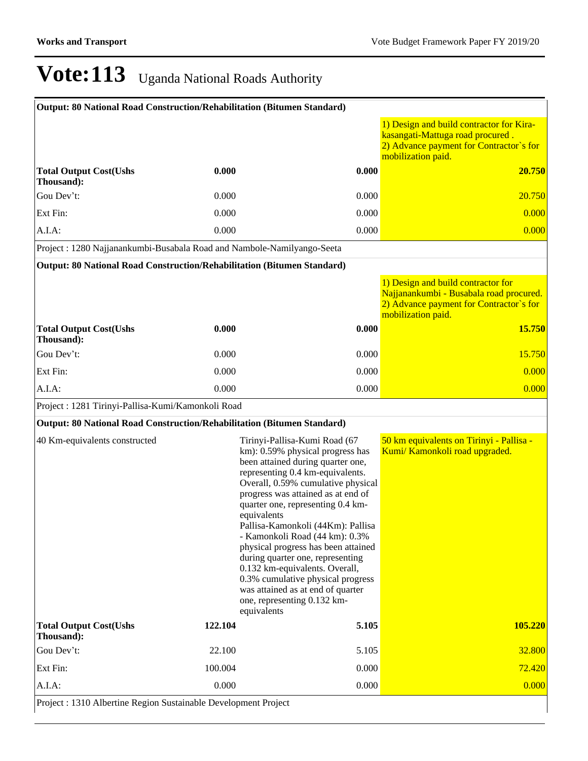# Vote:113 Uganda National Roads Authority

| Output: 80 National Road Construction/Rehabilitation (Bitumen Standard) | | | |
|---|---|---|---|
| | | | 1) Design and build contractor for Kira-kasangati-Mattuga road procured .<br>2) Advance payment for Contractor`s for mobilization paid. |
| **Total Output Cost(Ushs Thousand):** | **0.000** | **0.000** | **20.750** |
| Gou Dev't: | 0.000 | 0.000 | 20.750 |
| Ext Fin: | 0.000 | 0.000 | 0.000 |
| A.I.A: | 0.000 | 0.000 | 0.000 |
| Project : 1280 Najjanankumbi-Busabala Road and Nambole-Namilyango-Seeta | | | |
| **Output: 80 National Road Construction/Rehabilitation (Bitumen Standard)** | | | |
| | | | 1) Design and build contractor for Najjanankumbi - Busabala road procured.<br>2) Advance payment for Contractor`s for mobilization paid. |
| **Total Output Cost(Ushs Thousand):** | **0.000** | **0.000** | **15.750** |
| Gou Dev't: | 0.000 | 0.000 | 15.750 |
| Ext Fin: | 0.000 | 0.000 | 0.000 |
| A.I.A: | 0.000 | 0.000 | 0.000 |
| Project : 1281 Tirinyi-Pallisa-Kumi/Kamonkoli Road | | | |
| **Output: 80 National Road Construction/Rehabilitation (Bitumen Standard)** | | | |
| 40 Km-equivalents constructed | | Tirinyi-Pallisa-Kumi Road (67 km): 0.59% physical progress has been attained during quarter one, representing 0.4 km-equivalents. Overall, 0.59% cumulative physical progress was attained as at end of quarter one, representing 0.4 km-equivalents<br>Pallisa-Kamonkoli (44Km): Pallisa - Kamonkoli Road (44 km): 0.3% physical progress has been attained during quarter one, representing 0.132 km-equivalents. Overall, 0.3% cumulative physical progress was attained as at end of quarter one, representing 0.132 km-equivalents | 50 km equivalents on Tirinyi - Pallisa - Kumi/ Kamonkoli road upgraded. |
| **Total Output Cost(Ushs Thousand):** | **122.104** | **5.105** | **105.220** |
| Gou Dev't: | 22.100 | 5.105 | 32.800 |
| Ext Fin: | 100.004 | 0.000 | 72.420 |
| A.I.A: | 0.000 | 0.000 | 0.000 |
| Project : 1310 Albertine Region Sustainable Development Project | | | |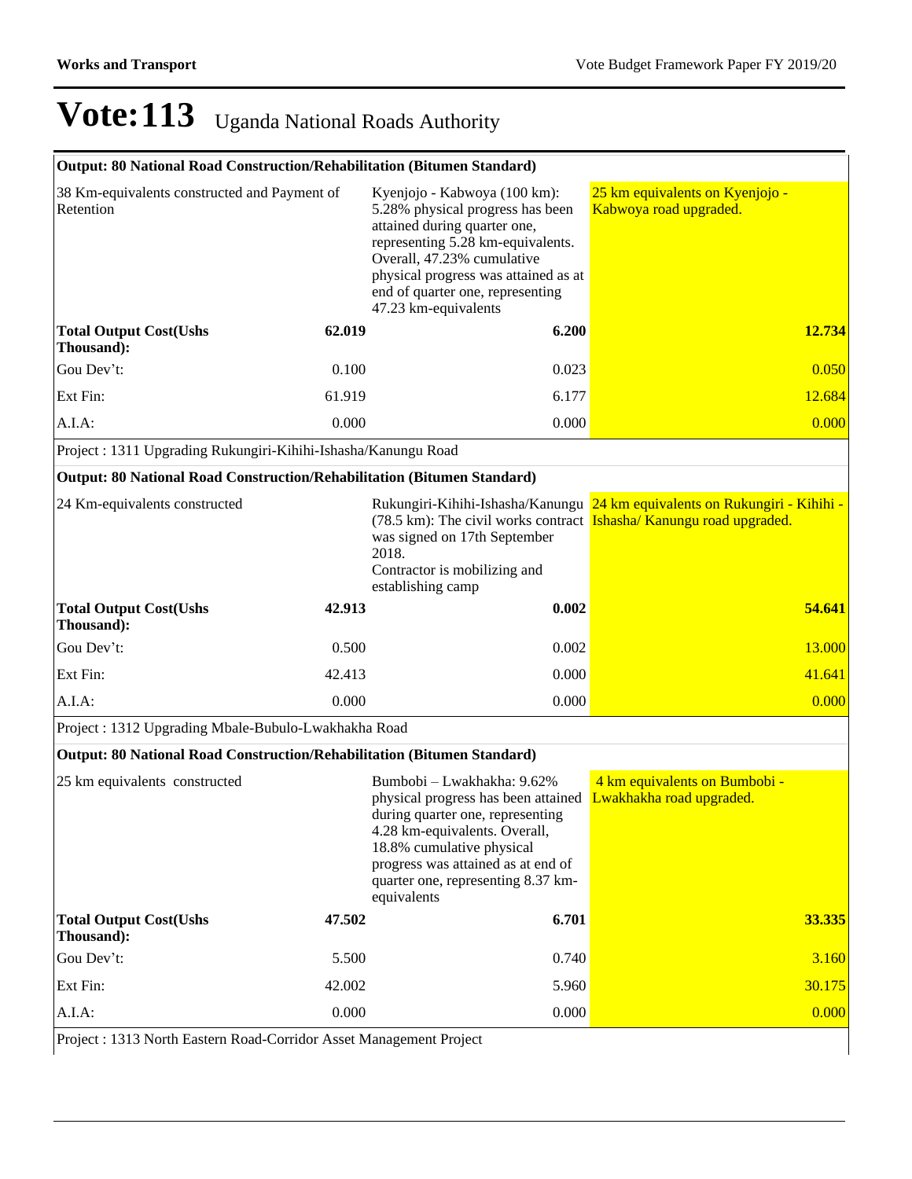# Vote:113 Uganda National Roads Authority

| Output: 80 National Road Construction/Rehabilitation (Bitumen Standard) | | | |
|---|---|---|---|
| 38 Km-equivalents constructed and Payment of Retention | | Kyenjojo - Kabwoya (100 km): 5.28% physical progress has been attained during quarter one, representing 5.28 km-equivalents. Overall, 47.23% cumulative physical progress was attained as at end of quarter one, representing 47.23 km-equivalents | 25 km equivalents on Kyenjojo - Kabwoya road upgraded. |
| **Total Output Cost(Ushs Thousand):** | **62.019** | **6.200** | **12.734** |
| Gou Dev't: | 0.100 | 0.023 | 0.050 |
| Ext Fin: | 61.919 | 6.177 | 12.684 |
| A.I.A: | 0.000 | 0.000 | 0.000 |
| Project : 1311 Upgrading Rukungiri-Kihihi-Ishasha/Kanungu Road | | | |
| **Output: 80 National Road Construction/Rehabilitation (Bitumen Standard)** | | | |
| 24 Km-equivalents constructed | | Rukungiri-Kihihi-Ishasha/Kanungu (78.5 km): The civil works contract was signed on 17th September 2018. Contractor is mobilizing and establishing camp | 24 km equivalents on Rukungiri - Kihihi - Ishasha/ Kanungu road upgraded. |
| **Total Output Cost(Ushs Thousand):** | **42.913** | **0.002** | **54.641** |
| Gou Dev't: | 0.500 | 0.002 | 13.000 |
| Ext Fin: | 42.413 | 0.000 | 41.641 |
| A.I.A: | 0.000 | 0.000 | 0.000 |
| Project : 1312 Upgrading Mbale-Bubulo-Lwakhakha Road | | | |
| **Output: 80 National Road Construction/Rehabilitation (Bitumen Standard)** | | | |
| 25 km equivalents constructed | | Bumbobi – Lwakhakha: 9.62% physical progress has been attained during quarter one, representing 4.28 km-equivalents. Overall, 18.8% cumulative physical progress was attained as at end of quarter one, representing 8.37 km-equivalents | 4 km equivalents on Bumbobi - Lwakhakha road upgraded. |
| **Total Output Cost(Ushs Thousand):** | **47.502** | **6.701** | **33.335** |
| Gou Dev't: | 5.500 | 0.740 | 3.160 |
| Ext Fin: | 42.002 | 5.960 | 30.175 |
| A.I.A: | 0.000 | 0.000 | 0.000 |
| Project : 1313 North Eastern Road-Corridor Asset Management Project | | | |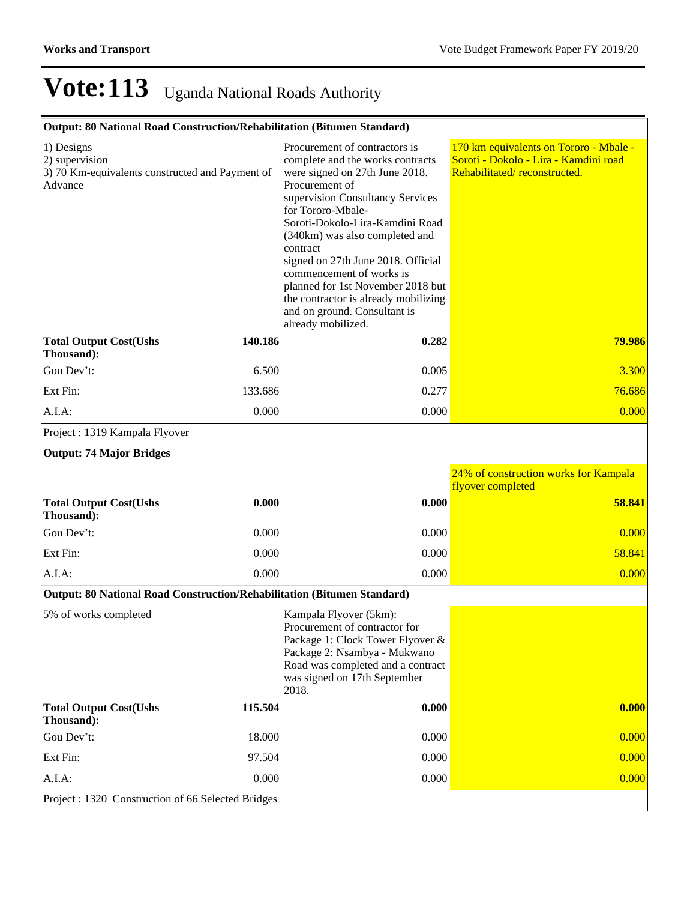# Vote:113 Uganda National Roads Authority

| Output: 80 National Road Construction/Rehabilitation (Bitumen Standard) | | | |
|---|---|---|---|
| 1) Designs<br>2) supervision<br>3) 70 Km-equivalents constructed and Payment of Advance | | Procurement of contractors is complete and the works contracts were signed on 27th June 2018. Procurement of supervision Consultancy Services for Tororo-Mbale-Soroti-Dokolo-Lira-Kamdini Road (340km) was also completed and contract signed on 27th June 2018. Official commencement of works is planned for 1st November 2018 but the contractor is already mobilizing and on ground. Consultant is already mobilized. | 170 km equivalents on Tororo - Mbale - Soroti - Dokolo - Lira - Kamdini road Rehabilitated/ reconstructed. |
| **Total Output Cost(Ushs Thousand):** | **140.186** | **0.282** | **79.986** |
| Gou Dev't: | 6.500 | 0.005 | 3.300 |
| Ext Fin: | 133.686 | 0.277 | 76.686 |
| A.I.A: | 0.000 | 0.000 | 0.000 |
| Project : 1319 Kampala Flyover | | | |
| **Output: 74 Major Bridges** | | | |
| | | | 24% of construction works for Kampala flyover completed |
| **Total Output Cost(Ushs Thousand):** | **0.000** | **0.000** | **58.841** |
| Gou Dev't: | 0.000 | 0.000 | 0.000 |
| Ext Fin: | 0.000 | 0.000 | 58.841 |
| A.I.A: | 0.000 | 0.000 | 0.000 |
| **Output: 80 National Road Construction/Rehabilitation (Bitumen Standard)** | | | |
| 5% of works completed | | Kampala Flyover (5km): Procurement of contractor for Package 1: Clock Tower Flyover & Package 2: Nsambya - Mukwano Road was completed and a contract was signed on 17th September 2018. | |
| **Total Output Cost(Ushs Thousand):** | **115.504** | **0.000** | **0.000** |
| Gou Dev't: | 18.000 | 0.000 | 0.000 |
| Ext Fin: | 97.504 | 0.000 | 0.000 |
| A.I.A: | 0.000 | 0.000 | 0.000 |
| Project : 1320 Construction of 66 Selected Bridges | | | |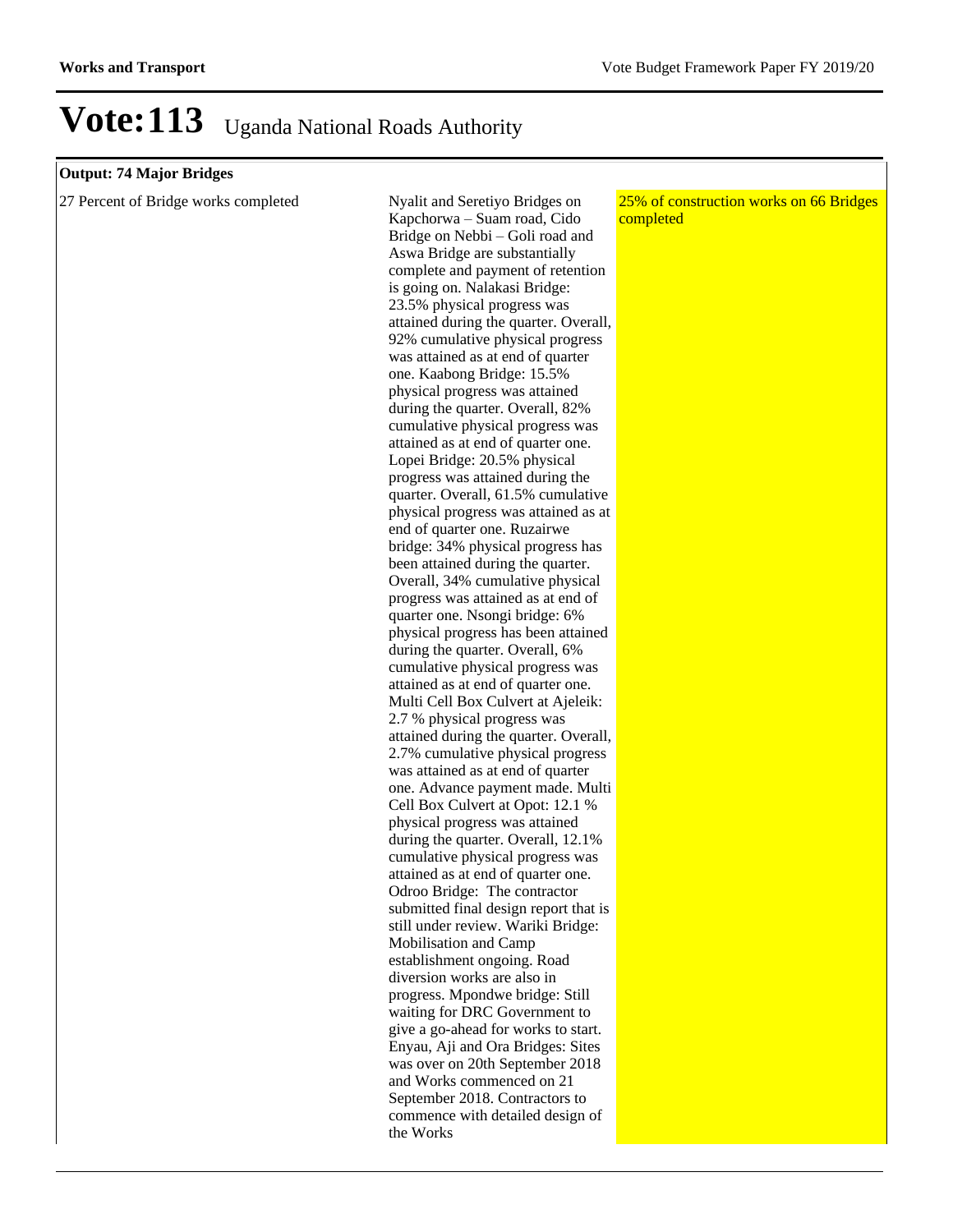# Vote:113 Uganda National Roads Authority

| Output: 74 Major Bridges | | |
|---|---|---|
| 27 Percent of Bridge works completed | Nyalit and Seretiyo Bridges on Kapchorwa – Suam road, Cido Bridge on Nebbi – Goli road and Aswa Bridge are substantially complete and payment of retention is going on. Nalakasi Bridge: 23.5% physical progress was attained during the quarter. Overall, 92% cumulative physical progress was attained as at end of quarter one. Kaabong Bridge: 15.5% physical progress was attained during the quarter. Overall, 82% cumulative physical progress was attained as at end of quarter one. Lopei Bridge: 20.5% physical progress was attained during the quarter. Overall, 61.5% cumulative physical progress was attained as at end of quarter one. Ruzairwe bridge: 34% physical progress has been attained during the quarter. Overall, 34% cumulative physical progress was attained as at end of quarter one. Nsongi bridge: 6% physical progress has been attained during the quarter. Overall, 6% cumulative physical progress was attained as at end of quarter one. Multi Cell Box Culvert at Ajeleik: 2.7 % physical progress was attained during the quarter. Overall, 2.7% cumulative physical progress was attained as at end of quarter one. Advance payment made. Multi Cell Box Culvert at Opot: 12.1 % physical progress was attained during the quarter. Overall, 12.1% cumulative physical progress was attained as at end of quarter one. Odroo Bridge: The contractor submitted final design report that is still under review. Wariki Bridge: Mobilisation and Camp establishment ongoing. Road diversion works are also in progress. Mpondwe bridge: Still waiting for DRC Government to give a go-ahead for works to start. Enyau, Aji and Ora Bridges: Sites was over on 20th September 2018 and Works commenced on 21 September 2018. Contractors to commence with detailed design of the Works | 25% of construction works on 66 Bridges completed |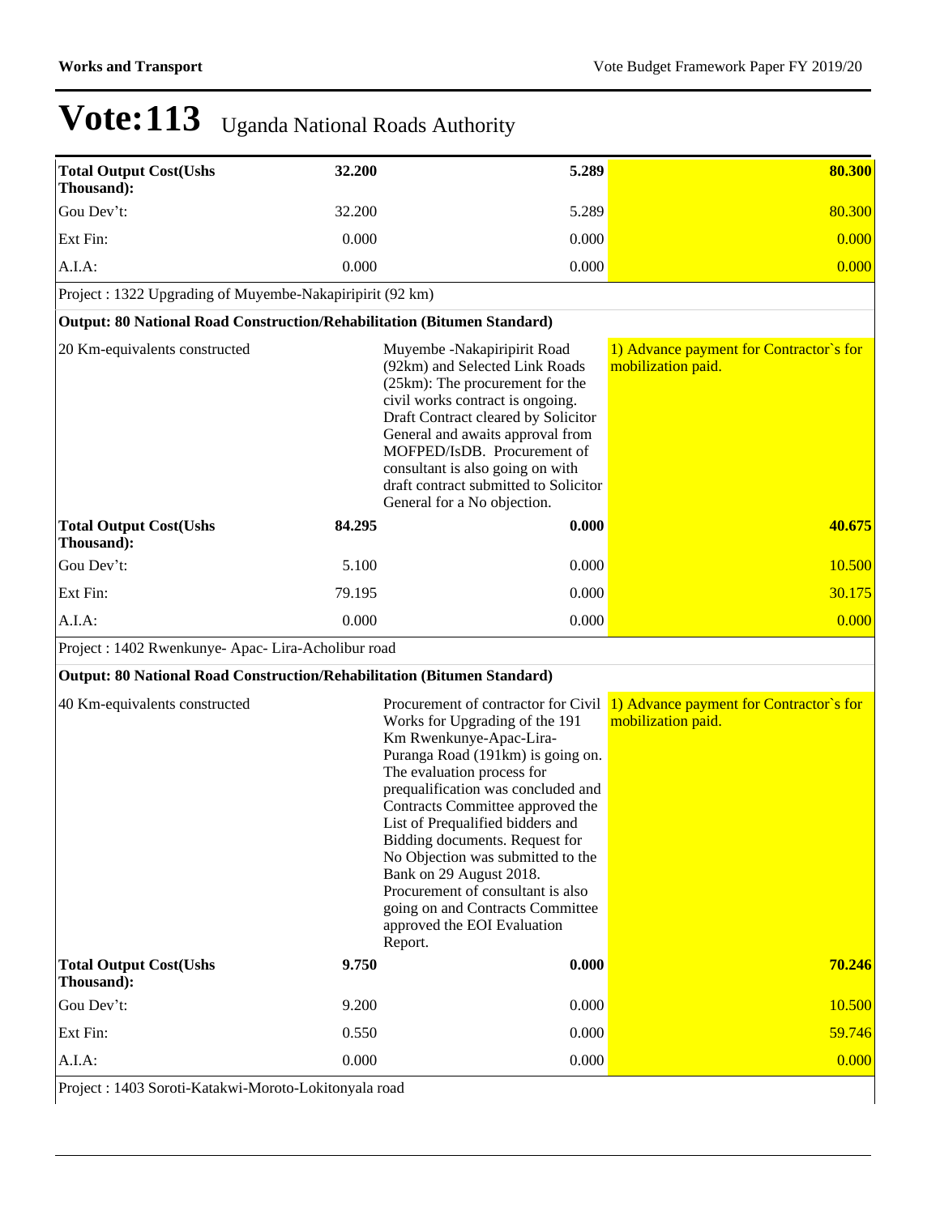# Vote:113 Uganda National Roads Authority

| | | | |
|---|---|---|---|
| **Total Output Cost(Ushs Thousand):** | **32.200** | **5.289** | **80.300** |
| Gou Dev't: | 32.200 | 5.289 | 80.300 |
| Ext Fin: | 0.000 | 0.000 | 0.000 |
| A.I.A: | 0.000 | 0.000 | 0.000 |
| Project : 1322 Upgrading of Muyembe-Nakapiripirit (92 km) | | | |
| **Output: 80 National Road Construction/Rehabilitation (Bitumen Standard)** | | | |
| 20 Km-equivalents constructed | | Muyembe -Nakapiripirit Road (92km) and Selected Link Roads (25km): The procurement for the civil works contract is ongoing. Draft Contract cleared by Solicitor General and awaits approval from MOFPED/IsDB. Procurement of consultant is also going on with draft contract submitted to Solicitor General for a No objection. | 1) Advance payment for Contractor`s for mobilization paid. |
| **Total Output Cost(Ushs Thousand):** | **84.295** | **0.000** | **40.675** |
| Gou Dev't: | 5.100 | 0.000 | 10.500 |
| Ext Fin: | 79.195 | 0.000 | 30.175 |
| A.I.A: | 0.000 | 0.000 | 0.000 |
| Project : 1402 Rwenkunye- Apac- Lira-Acholibur road | | | |
| **Output: 80 National Road Construction/Rehabilitation (Bitumen Standard)** | | | |
| 40 Km-equivalents constructed | | Procurement of contractor for Civil Works for Upgrading of the 191 Km Rwenkunye-Apac-Lira-Puranga Road (191km) is going on. The evaluation process for prequalification was concluded and Contracts Committee approved the List of Prequalified bidders and Bidding documents. Request for No Objection was submitted to the Bank on 29 August 2018. Procurement of consultant is also going on and Contracts Committee approved the EOI Evaluation Report. | 1) Advance payment for Contractor`s for mobilization paid. |
| **Total Output Cost(Ushs Thousand):** | **9.750** | **0.000** | **70.246** |
| Gou Dev't: | 9.200 | 0.000 | 10.500 |
| Ext Fin: | 0.550 | 0.000 | 59.746 |
| A.I.A: | 0.000 | 0.000 | 0.000 |
| Project : 1403 Soroti-Katakwi-Moroto-Lokitonyala road | | | |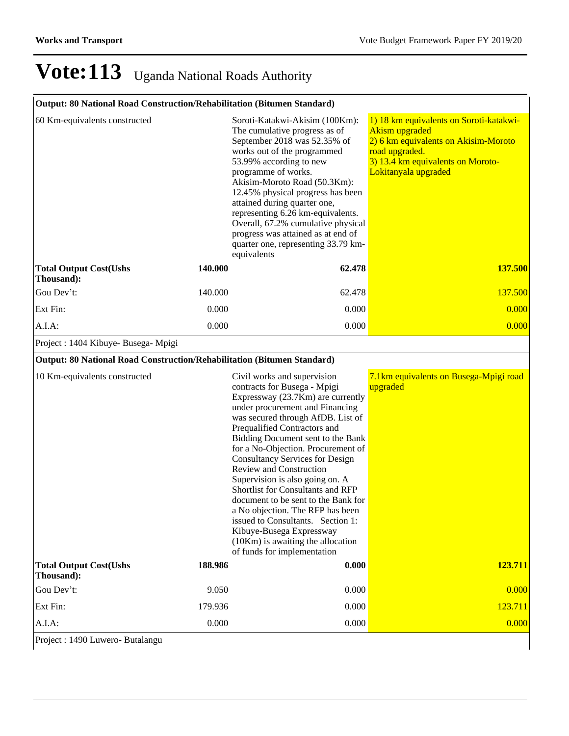# Vote:113 Uganda National Roads Authority

| Output: 80 National Road Construction/Rehabilitation (Bitumen Standard) | | | |
|---|---|---|---|
| 60 Km-equivalents constructed | | Soroti-Katakwi-Akisim (100Km): The cumulative progress as of September 2018 was 52.35% of works out of the programmed 53.99% according to new programme of works. Akisim-Moroto Road (50.3Km): 12.45% physical progress has been attained during quarter one, representing 6.26 km-equivalents. Overall, 67.2% cumulative physical progress was attained as at end of quarter one, representing 33.79 km-equivalents | 1) 18 km equivalents on Soroti-katakwi-Akism upgraded 2) 6 km equivalents on Akisim-Moroto road upgraded. 3) 13.4 km equivalents on Moroto-Lokitanyala upgraded |
| **Total Output Cost(Ushs Thousand):** | **140.000** | **62.478** | **137.500** |
| Gou Dev't: | 140.000 | 62.478 | 137.500 |
| Ext Fin: | 0.000 | 0.000 | 0.000 |
| A.I.A: | 0.000 | 0.000 | 0.000 |

Project : 1404 Kibuye- Busega- Mpigi

| Output: 80 National Road Construction/Rehabilitation (Bitumen Standard) | | | |
|---|---|---|---|
| 10 Km-equivalents constructed | | Civil works and supervision contracts for Busega - Mpigi Expressway (23.7Km) are currently under procurement and Financing was secured through AfDB. List of Prequalified Contractors and Bidding Document sent to the Bank for a No-Objection. Procurement of Consultancy Services for Design Review and Construction Supervision is also going on. A Shortlist for Consultants and RFP document to be sent to the Bank for a No objection. The RFP has been issued to Consultants. Section 1: Kibuye-Busega Expressway (10Km) is awaiting the allocation of funds for implementation | 7.1km equivalents on Busega-Mpigi road upgraded |
| **Total Output Cost(Ushs Thousand):** | **188.986** | **0.000** | **123.711** |
| Gou Dev't: | 9.050 | 0.000 | 0.000 |
| Ext Fin: | 179.936 | 0.000 | 123.711 |
| A.I.A: | 0.000 | 0.000 | 0.000 |

Project : 1490 Luwero- Butalangu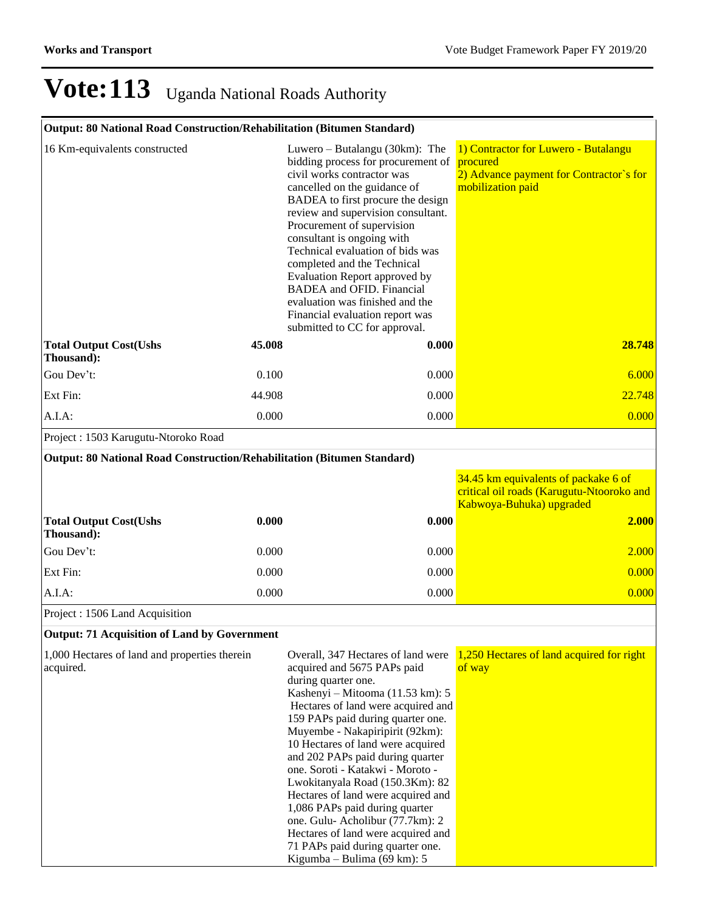# Vote:113 Uganda National Roads Authority

| Output: 80 National Road Construction/Rehabilitation (Bitumen Standard) | | | |
|---|---|---|---|
| 16 Km-equivalents constructed | | Luwero – Butalangu (30km): The bidding process for procurement of civil works contractor was cancelled on the guidance of BADEA to first procure the design review and supervision consultant. Procurement of supervision consultant is ongoing with Technical evaluation of bids was completed and the Technical Evaluation Report approved by BADEA and OFID. Financial evaluation was finished and the Financial evaluation report was submitted to CC for approval. | 1) Contractor for Luwero - Butalangu procured<br>2) Advance payment for Contractor`s for mobilization paid |
| **Total Output Cost(Ushs Thousand):** | **45.008** | **0.000** | **28.748** |
| Gou Dev't: | 0.100 | 0.000 | 6.000 |
| Ext Fin: | 44.908 | 0.000 | 22.748 |
| A.I.A: | 0.000 | 0.000 | 0.000 |

Project : 1503 Karugutu-Ntoroko Road

| Output: 80 National Road Construction/Rehabilitation (Bitumen Standard) | | | |
|---|---|---|---|
| | | | 34.45 km equivalents of packake 6 of critical oil roads (Karugutu-Ntooroko and Kabwoya-Buhuka) upgraded |
| **Total Output Cost(Ushs Thousand):** | **0.000** | **0.000** | **2.000** |
| Gou Dev't: | 0.000 | 0.000 | 2.000 |
| Ext Fin: | 0.000 | 0.000 | 0.000 |
| A.I.A: | 0.000 | 0.000 | 0.000 |

Project : 1506 Land Acquisition

| Output: 71 Acquisition of Land by Government | | | |
|---|---|---|---|
| 1,000 Hectares of land and properties therein acquired. | | Overall, 347 Hectares of land were acquired and 5675 PAPs paid during quarter one.<br>Kashenyi – Mitooma (11.53 km): 5 Hectares of land were acquired and 159 PAPs paid during quarter one. Muyembe - Nakapiripirit (92km): 10 Hectares of land were acquired and 202 PAPs paid during quarter one. Soroti - Katakwi - Moroto - Lwokitanyala Road (150.3Km): 82 Hectares of land were acquired and 1,086 PAPs paid during quarter one. Gulu- Acholibur (77.7km): 2 Hectares of land were acquired and 71 PAPs paid during quarter one. Kigumba – Bulima (69 km): 5 | 1,250 Hectares of land acquired for right of way |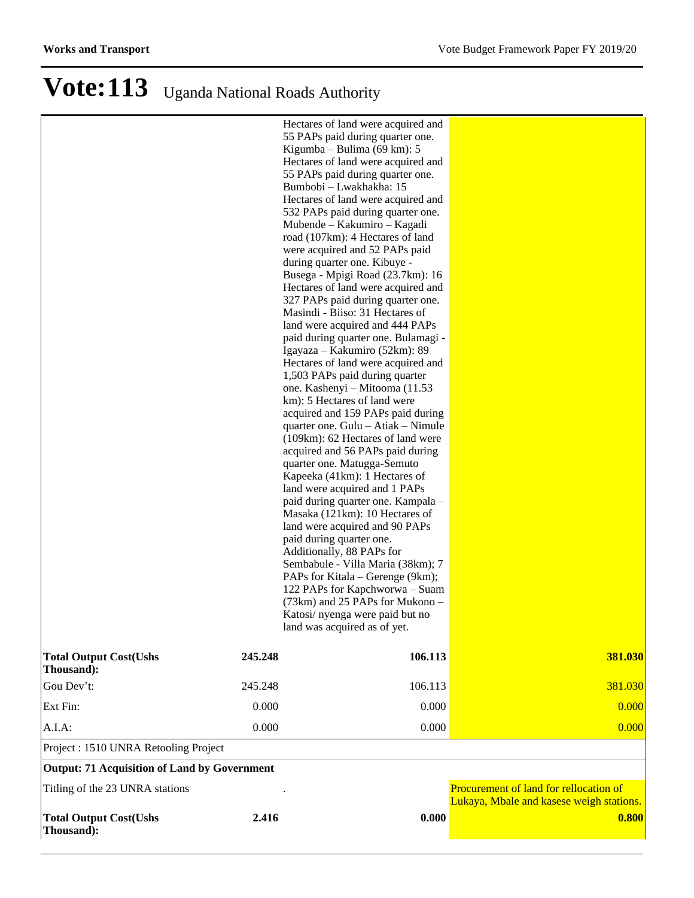# Vote:113 Uganda National Roads Authority

| | | | |
|---|---|---|---|
| | | Hectares of land were acquired and 55 PAPs paid during quarter one. Kigumba – Bulima (69 km): 5 Hectares of land were acquired and 55 PAPs paid during quarter one. Bumbobi – Lwakhakha: 15 Hectares of land were acquired and 532 PAPs paid during quarter one. Mubende – Kakumiro – Kagadi road (107km): 4 Hectares of land were acquired and 52 PAPs paid during quarter one. Kibuye - Busega - Mpigi Road (23.7km): 16 Hectares of land were acquired and 327 PAPs paid during quarter one. Masindi - Biiso: 31 Hectares of land were acquired and 444 PAPs paid during quarter one. Bulamagi - Igayaza – Kakumiro (52km): 89 Hectares of land were acquired and 1,503 PAPs paid during quarter one. Kashenyi – Mitooma (11.53 km): 5 Hectares of land were acquired and 159 PAPs paid during quarter one. Gulu – Atiak – Nimule (109km): 62 Hectares of land were acquired and 56 PAPs paid during quarter one. Matugga-Semuto Kapeeka (41km): 1 Hectares of land were acquired and 1 PAPs paid during quarter one. Kampala – Masaka (121km): 10 Hectares of land were acquired and 90 PAPs paid during quarter one. Additionally, 88 PAPs for Sembabule - Villa Maria (38km); 7 PAPs for Kitala – Gerenge (9km); 122 PAPs for Kapchworwa – Suam (73km) and 25 PAPs for Mukono – Katosi/ nyenga were paid but no land was acquired as of yet. | |
| **Total Output Cost(Ushs Thousand):** | **245.248** | **106.113** | **381.030** |
| Gou Dev't: | 245.248 | 106.113 | 381.030 |
| Ext Fin: | 0.000 | 0.000 | 0.000 |
| A.I.A: | 0.000 | 0.000 | 0.000 |
| Project : 1510 UNRA Retooling Project | | | |
| **Output: 71 Acquisition of Land by Government** | | | |
| Titling of the 23 UNRA stations | | . | Procurement of land for rellocation of Lukaya, Mbale and kasese weigh stations. |
| **Total Output Cost(Ushs Thousand):** | **2.416** | **0.000** | **0.800** |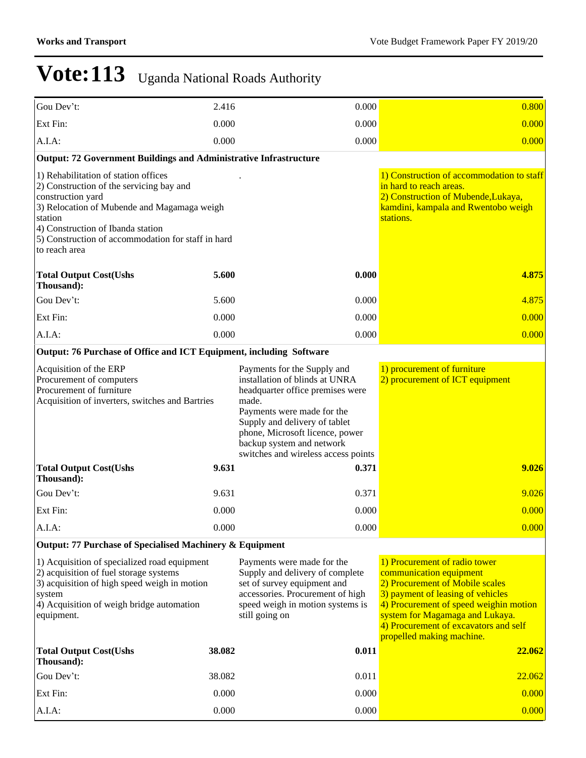# Vote:113 Uganda National Roads Authority

| | | | |
|---|---|---|---|
| Gou Dev't: | 2.416 | 0.000 | 0.800 |
| Ext Fin: | 0.000 | 0.000 | 0.000 |
| A.I.A: | 0.000 | 0.000 | 0.000 |
| **Output: 72 Government Buildings and Administrative Infrastructure** | | | |
| 1) Rehabilitation of station offices<br>2) Construction of the servicing bay and construction yard<br>3) Relocation of Mubende and Magamaga weigh station<br>4) Construction of Ibanda station<br>5) Construction of accommodation for staff in hard to reach area | | . | 1) Construction of accommodation to staff in hard to reach areas.<br>2) Construction of Mubende,Lukaya, kamdini, kampala and Rwentobo weigh stations. |
| **Total Output Cost(Ushs Thousand):** | **5.600** | **0.000** | **4.875** |
| Gou Dev't: | 5.600 | 0.000 | 4.875 |
| Ext Fin: | 0.000 | 0.000 | 0.000 |
| A.I.A: | 0.000 | 0.000 | 0.000 |
| **Output: 76 Purchase of Office and ICT Equipment, including Software** | | | |
| Acquisition of the ERP<br>Procurement of computers<br>Procurement of furniture<br>Acquisition of inverters, switches and Bartries | | Payments for the Supply and installation of blinds at UNRA headquarter office premises were made.<br>Payments were made for the Supply and delivery of tablet phone, Microsoft licence, power backup system and network switches and wireless access points | 1) procurement of furniture<br>2) procurement of ICT equipment |
| **Total Output Cost(Ushs Thousand):** | **9.631** | **0.371** | **9.026** |
| Gou Dev't: | 9.631 | 0.371 | 9.026 |
| Ext Fin: | 0.000 | 0.000 | 0.000 |
| A.I.A: | 0.000 | 0.000 | 0.000 |
| **Output: 77 Purchase of Specialised Machinery & Equipment** | | | |
| 1) Acquisition of specialized road equipment<br>2) acquisition of fuel storage systems<br>3) acquisition of high speed weigh in motion system<br>4) Acquisition of weigh bridge automation equipment. | | Payments were made for the Supply and delivery of complete set of survey equipment and accessories. Procurement of high speed weigh in motion systems is still going on | 1) Procurement of radio tower communication equipment<br>2) Procurement of Mobile scales<br>3) payment of leasing of vehicles<br>4) Procurement of speed weighin motion system for Magamaga and Lukaya.<br>4) Procurement of excavators and self propelled making machine. |
| **Total Output Cost(Ushs Thousand):** | **38.082** | **0.011** | **22.062** |
| Gou Dev't: | 38.082 | 0.011 | 22.062 |
| Ext Fin: | 0.000 | 0.000 | 0.000 |
| A.I.A: | 0.000 | 0.000 | 0.000 |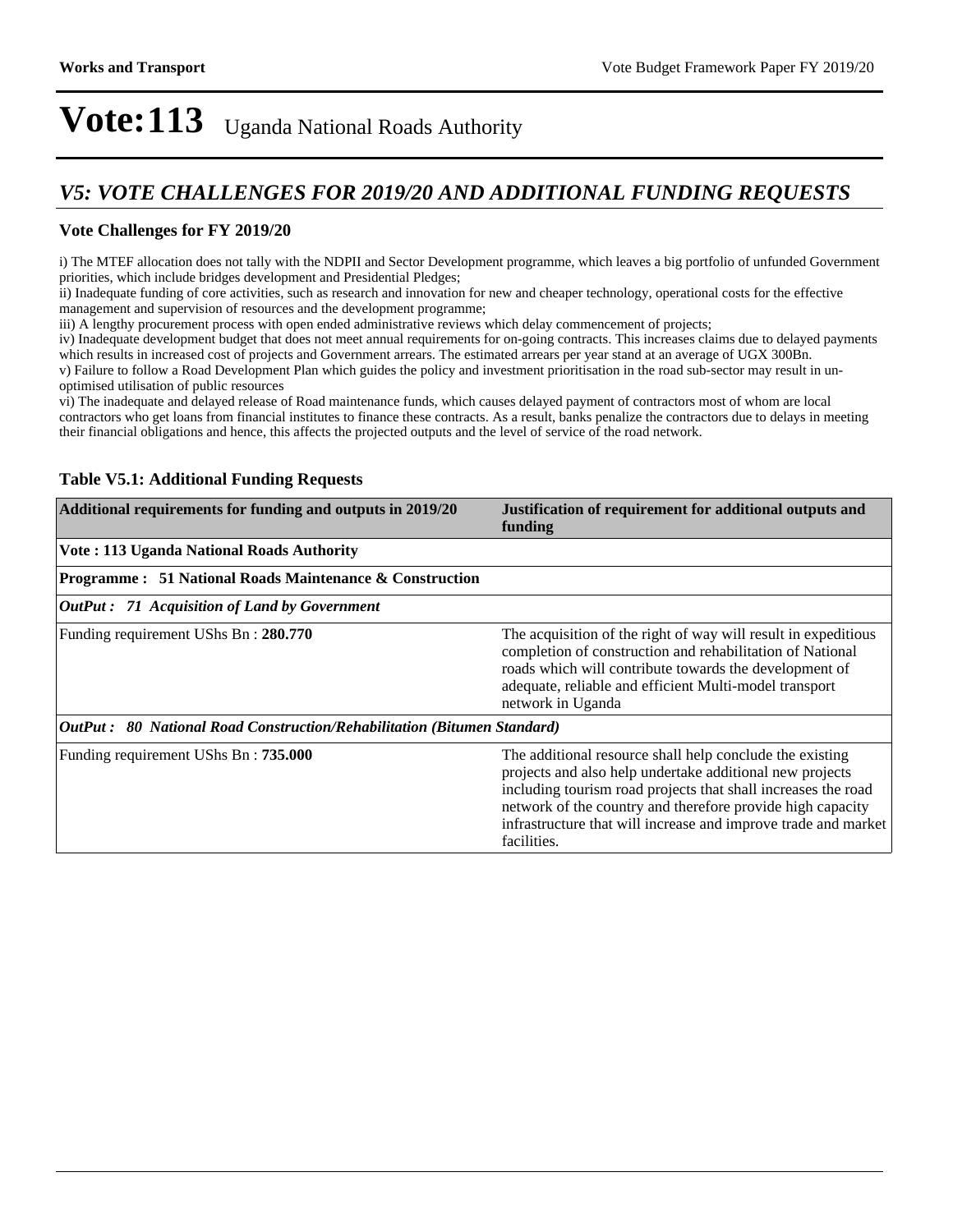# Vote:113 Uganda National Roads Authority

## V5: VOTE CHALLENGES FOR 2019/20 AND ADDITIONAL FUNDING REQUESTS

### Vote Challenges for FY 2019/20

i) The MTEF allocation does not tally with the NDPII and Sector Development programme, which leaves a big portfolio of unfunded Government priorities, which include bridges development and Presidential Pledges;
ii) Inadequate funding of core activities, such as research and innovation for new and cheaper technology, operational costs for the effective management and supervision of resources and the development programme;
iii) A lengthy procurement process with open ended administrative reviews which delay commencement of projects;
iv) Inadequate development budget that does not meet annual requirements for on-going contracts. This increases claims due to delayed payments which results in increased cost of projects and Government arrears. The estimated arrears per year stand at an average of UGX 300Bn.
v) Failure to follow a Road Development Plan which guides the policy and investment prioritisation in the road sub-sector may result in un-optimised utilisation of public resources
vi) The inadequate and delayed release of Road maintenance funds, which causes delayed payment of contractors most of whom are local contractors who get loans from financial institutes to finance these contracts. As a result, banks penalize the contractors due to delays in meeting their financial obligations and hence, this affects the projected outputs and the level of service of the road network.

### Table V5.1: Additional Funding Requests

| Additional requirements for funding and outputs in 2019/20 | Justification of requirement for additional outputs and funding |
|---|---|
| **Vote : 113 Uganda National Roads Authority** | |
| **Programme : 51 National Roads Maintenance & Construction** | |
| ***OutPut : 71 Acquisition of Land by Government*** | |
| Funding requirement UShs Bn : **280.770** | The acquisition of the right of way will result in expeditious completion of construction and rehabilitation of National roads which will contribute towards the development of adequate, reliable and efficient Multi-model transport network in Uganda |
| ***OutPut : 80 National Road Construction/Rehabilitation (Bitumen Standard)*** | |
| Funding requirement UShs Bn : **735.000** | The additional resource shall help conclude the existing projects and also help undertake additional new projects including tourism road projects that shall increases the road network of the country and therefore provide high capacity infrastructure that will increase and improve trade and market facilities. |